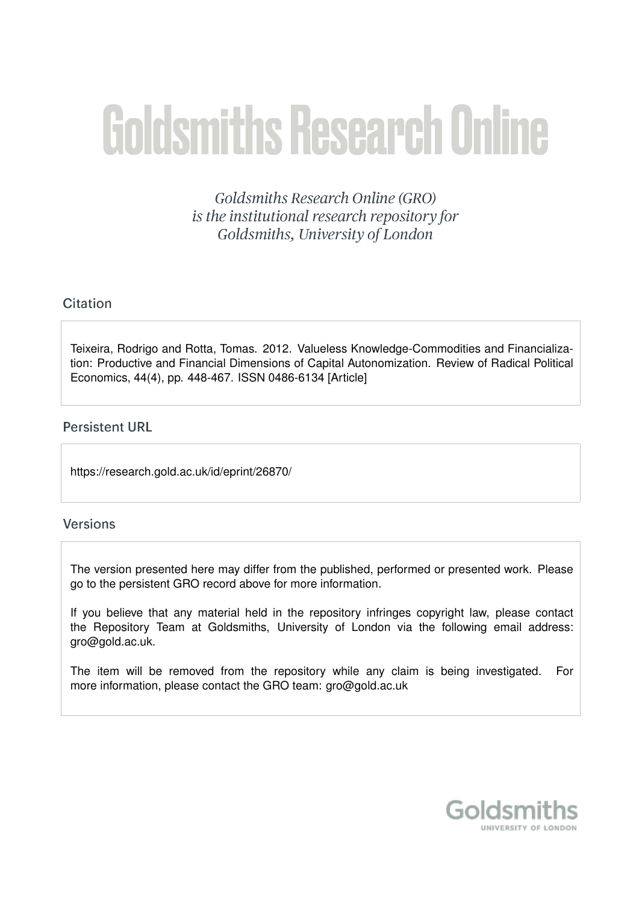# Goldsmiths Research Online

*Goldsmiths Research Online (GRO) is the institutional research repository for Goldsmiths, University of London*

## Citation

Teixeira, Rodrigo and Rotta, Tomas. 2012. Valueless Knowledge-Commodities and Financialization: Productive and Financial Dimensions of Capital Autonomization. Review of Radical Political Economics, 44(4), pp. 448-467. ISSN 0486-6134 [Article]

## Persistent URL

https://research.gold.ac.uk/id/eprint/26870/

## Versions

The version presented here may differ from the published, performed or presented work. Please go to the persistent GRO record above for more information.

If you believe that any material held in the repository infringes copyright law, please contact the Repository Team at Goldsmiths, University of London via the following email address: gro@gold.ac.uk.

The item will be removed from the repository while any claim is being investigated. For more information, please contact the GRO team: gro@gold.ac.uk

Goldsmiths
UNIVERSITY OF LONDON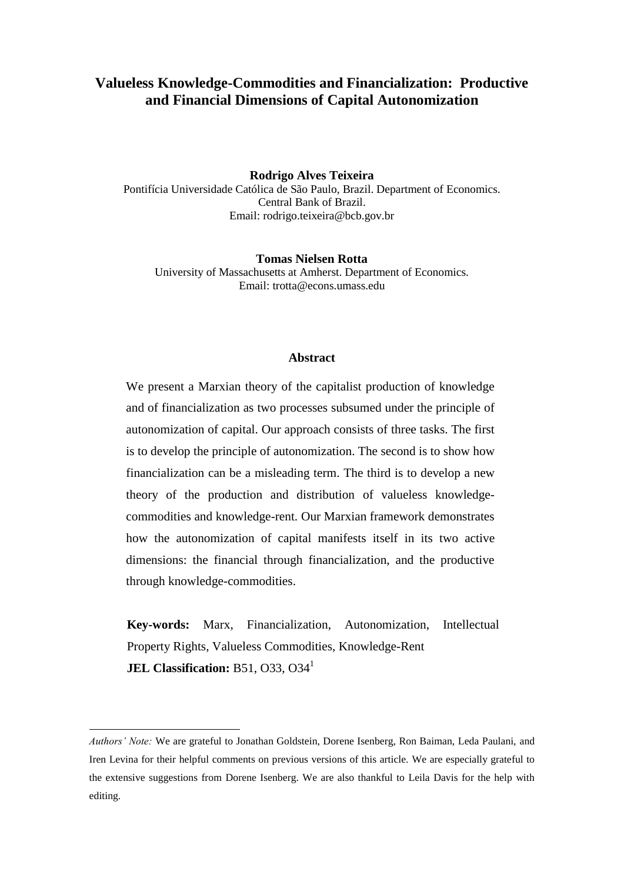# Valueless Knowledge-Commodities and Financialization: Productive and Financial Dimensions of Capital Autonomization

**Rodrigo Alves Teixeira**
Pontifícia Universidade Católica de São Paulo, Brazil. Department of Economics.
Central Bank of Brazil.
Email: rodrigo.teixeira@bcb.gov.br

**Tomas Nielsen Rotta**
University of Massachusetts at Amherst. Department of Economics.
Email: trotta@econs.umass.edu

## Abstract

We present a Marxian theory of the capitalist production of knowledge and of financialization as two processes subsumed under the principle of autonomization of capital. Our approach consists of three tasks. The first is to develop the principle of autonomization. The second is to show how financialization can be a misleading term. The third is to develop a new theory of the production and distribution of valueless knowledge-commodities and knowledge-rent. Our Marxian framework demonstrates how the autonomization of capital manifests itself in its two active dimensions: the financial through financialization, and the productive through knowledge-commodities.

**Key-words:** Marx, Financialization, Autonomization, Intellectual Property Rights, Valueless Commodities, Knowledge-Rent
**JEL Classification:** B51, O33, O34[1]

---

*Authors' Note:* We are grateful to Jonathan Goldstein, Dorene Isenberg, Ron Baiman, Leda Paulani, and Iren Levina for their helpful comments on previous versions of this article. We are especially grateful to the extensive suggestions from Dorene Isenberg. We are also thankful to Leila Davis for the help with editing.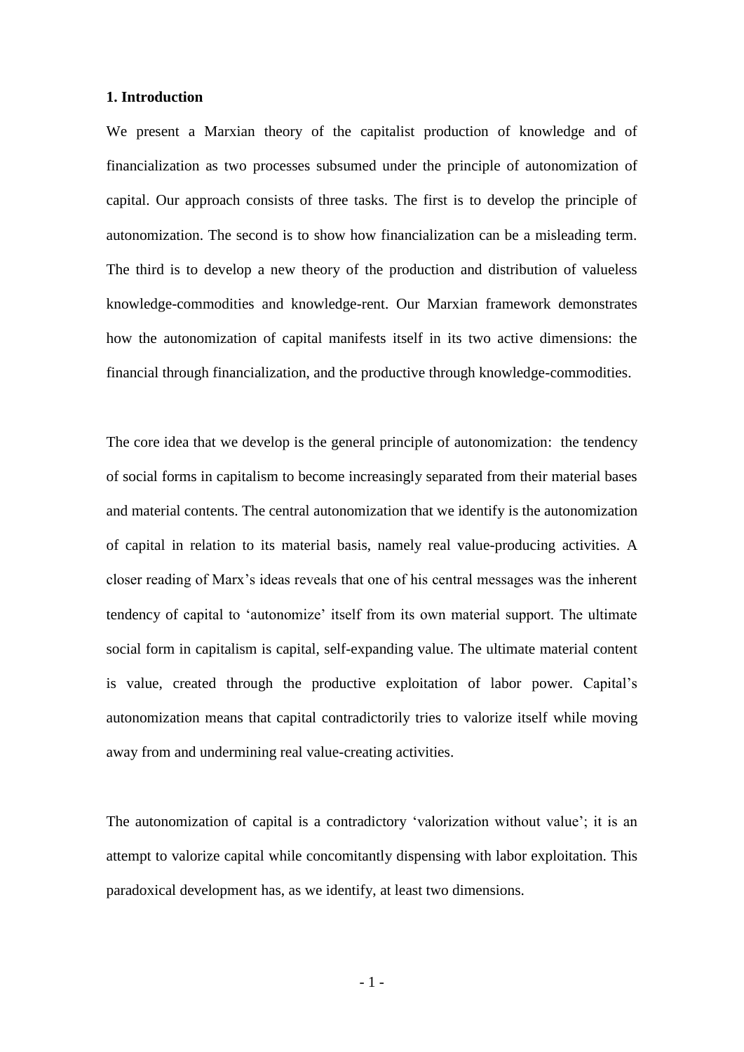## 1. Introduction

We present a Marxian theory of the capitalist production of knowledge and of financialization as two processes subsumed under the principle of autonomization of capital. Our approach consists of three tasks. The first is to develop the principle of autonomization. The second is to show how financialization can be a misleading term. The third is to develop a new theory of the production and distribution of valueless knowledge-commodities and knowledge-rent. Our Marxian framework demonstrates how the autonomization of capital manifests itself in its two active dimensions: the financial through financialization, and the productive through knowledge-commodities.

The core idea that we develop is the general principle of autonomization: the tendency of social forms in capitalism to become increasingly separated from their material bases and material contents. The central autonomization that we identify is the autonomization of capital in relation to its material basis, namely real value-producing activities. A closer reading of Marx's ideas reveals that one of his central messages was the inherent tendency of capital to 'autonomize' itself from its own material support. The ultimate social form in capitalism is capital, self-expanding value. The ultimate material content is value, created through the productive exploitation of labor power. Capital's autonomization means that capital contradictorily tries to valorize itself while moving away from and undermining real value-creating activities.

The autonomization of capital is a contradictory 'valorization without value'; it is an attempt to valorize capital while concomitantly dispensing with labor exploitation. This paradoxical development has, as we identify, at least two dimensions.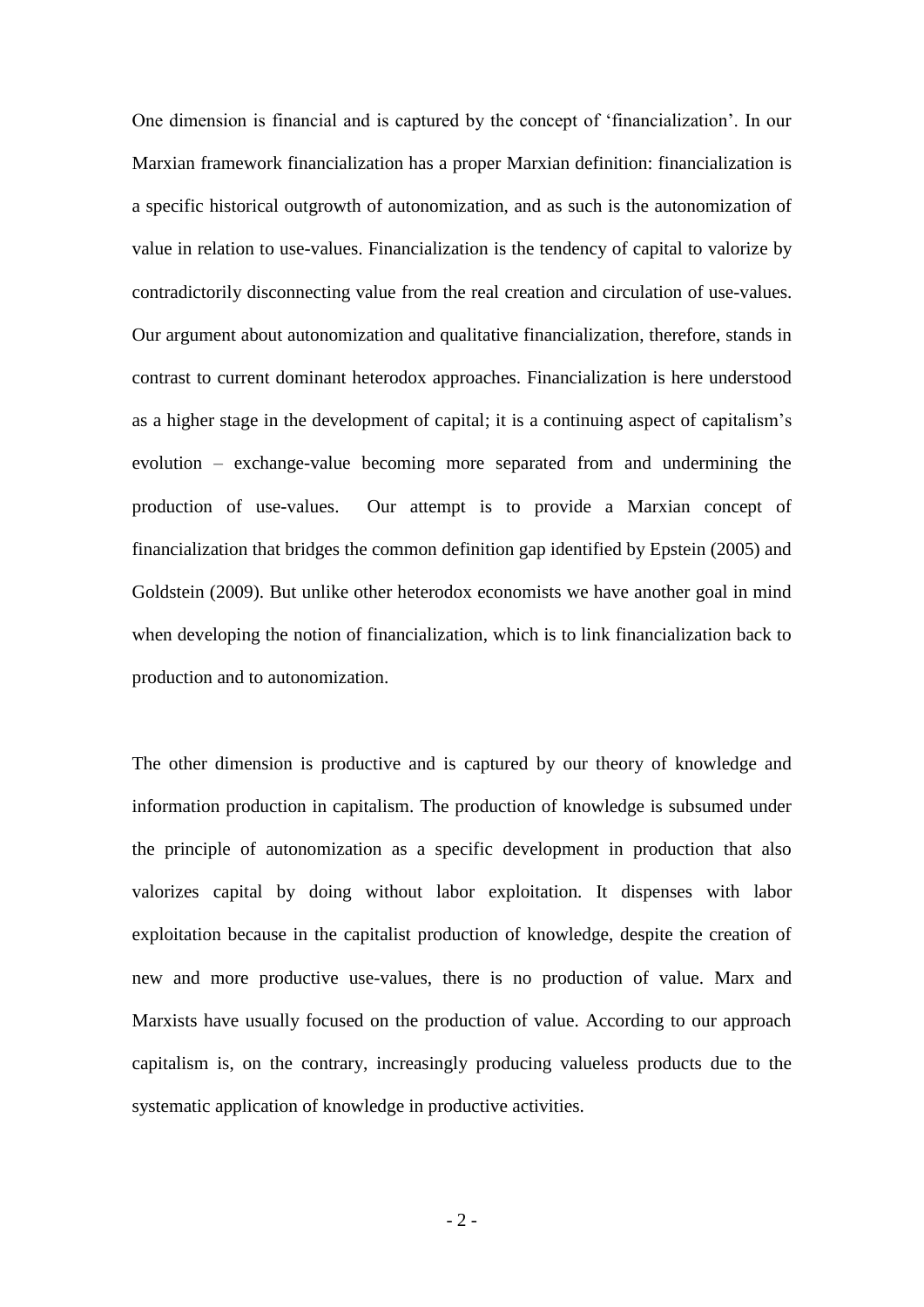One dimension is financial and is captured by the concept of 'financialization'. In our Marxian framework financialization has a proper Marxian definition: financialization is a specific historical outgrowth of autonomization, and as such is the autonomization of value in relation to use-values. Financialization is the tendency of capital to valorize by contradictorily disconnecting value from the real creation and circulation of use-values. Our argument about autonomization and qualitative financialization, therefore, stands in contrast to current dominant heterodox approaches. Financialization is here understood as a higher stage in the development of capital; it is a continuing aspect of capitalism's evolution – exchange-value becoming more separated from and undermining the production of use-values. Our attempt is to provide a Marxian concept of financialization that bridges the common definition gap identified by Epstein (2005) and Goldstein (2009). But unlike other heterodox economists we have another goal in mind when developing the notion of financialization, which is to link financialization back to production and to autonomization.

The other dimension is productive and is captured by our theory of knowledge and information production in capitalism. The production of knowledge is subsumed under the principle of autonomization as a specific development in production that also valorizes capital by doing without labor exploitation. It dispenses with labor exploitation because in the capitalist production of knowledge, despite the creation of new and more productive use-values, there is no production of value. Marx and Marxists have usually focused on the production of value. According to our approach capitalism is, on the contrary, increasingly producing valueless products due to the systematic application of knowledge in productive activities.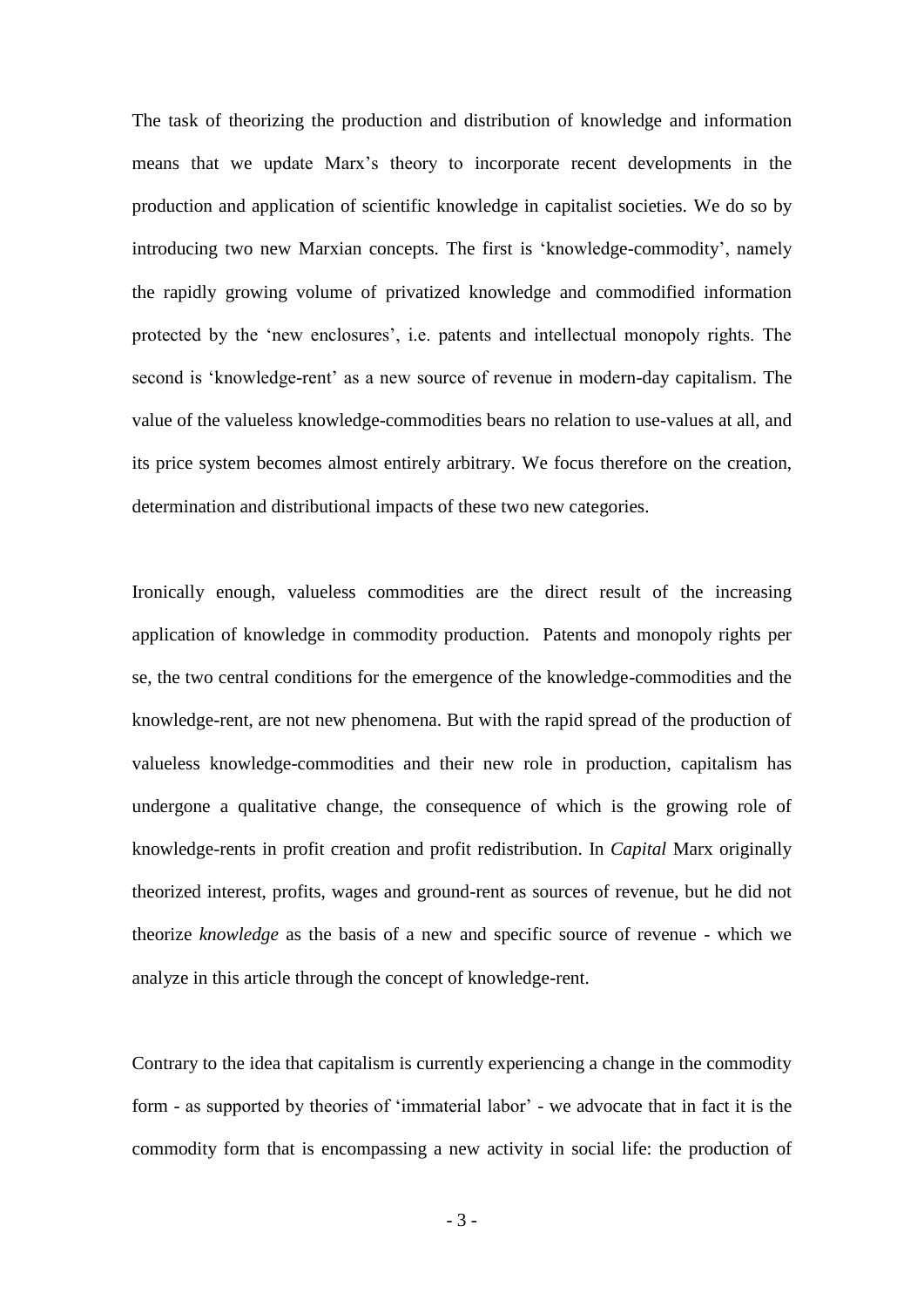The task of theorizing the production and distribution of knowledge and information means that we update Marx's theory to incorporate recent developments in the production and application of scientific knowledge in capitalist societies. We do so by introducing two new Marxian concepts. The first is 'knowledge-commodity', namely the rapidly growing volume of privatized knowledge and commodified information protected by the 'new enclosures', i.e. patents and intellectual monopoly rights. The second is 'knowledge-rent' as a new source of revenue in modern-day capitalism. The value of the valueless knowledge-commodities bears no relation to use-values at all, and its price system becomes almost entirely arbitrary. We focus therefore on the creation, determination and distributional impacts of these two new categories.

Ironically enough, valueless commodities are the direct result of the increasing application of knowledge in commodity production. Patents and monopoly rights per se, the two central conditions for the emergence of the knowledge-commodities and the knowledge-rent, are not new phenomena. But with the rapid spread of the production of valueless knowledge-commodities and their new role in production, capitalism has undergone a qualitative change, the consequence of which is the growing role of knowledge-rents in profit creation and profit redistribution. In *Capital* Marx originally theorized interest, profits, wages and ground-rent as sources of revenue, but he did not theorize *knowledge* as the basis of a new and specific source of revenue - which we analyze in this article through the concept of knowledge-rent.

Contrary to the idea that capitalism is currently experiencing a change in the commodity form - as supported by theories of 'immaterial labor' - we advocate that in fact it is the commodity form that is encompassing a new activity in social life: the production of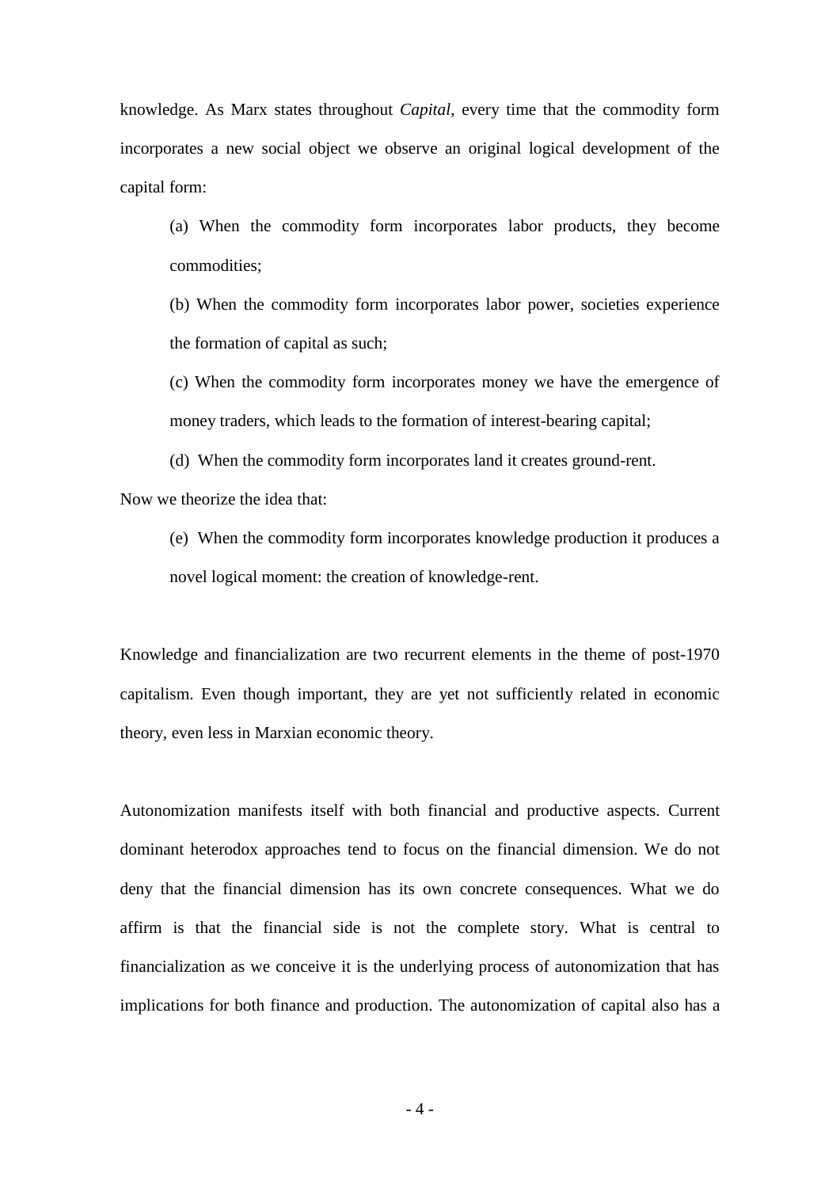knowledge. As Marx states throughout *Capital*, every time that the commodity form incorporates a new social object we observe an original logical development of the capital form:

(a) When the commodity form incorporates labor products, they become commodities;

(b) When the commodity form incorporates labor power, societies experience the formation of capital as such;

(c) When the commodity form incorporates money we have the emergence of money traders, which leads to the formation of interest-bearing capital;

(d) When the commodity form incorporates land it creates ground-rent.

Now we theorize the idea that:

(e) When the commodity form incorporates knowledge production it produces a novel logical moment: the creation of knowledge-rent.

Knowledge and financialization are two recurrent elements in the theme of post-1970 capitalism. Even though important, they are yet not sufficiently related in economic theory, even less in Marxian economic theory.

Autonomization manifests itself with both financial and productive aspects. Current dominant heterodox approaches tend to focus on the financial dimension. We do not deny that the financial dimension has its own concrete consequences. What we do affirm is that the financial side is not the complete story. What is central to financialization as we conceive it is the underlying process of autonomization that has implications for both finance and production. The autonomization of capital also has a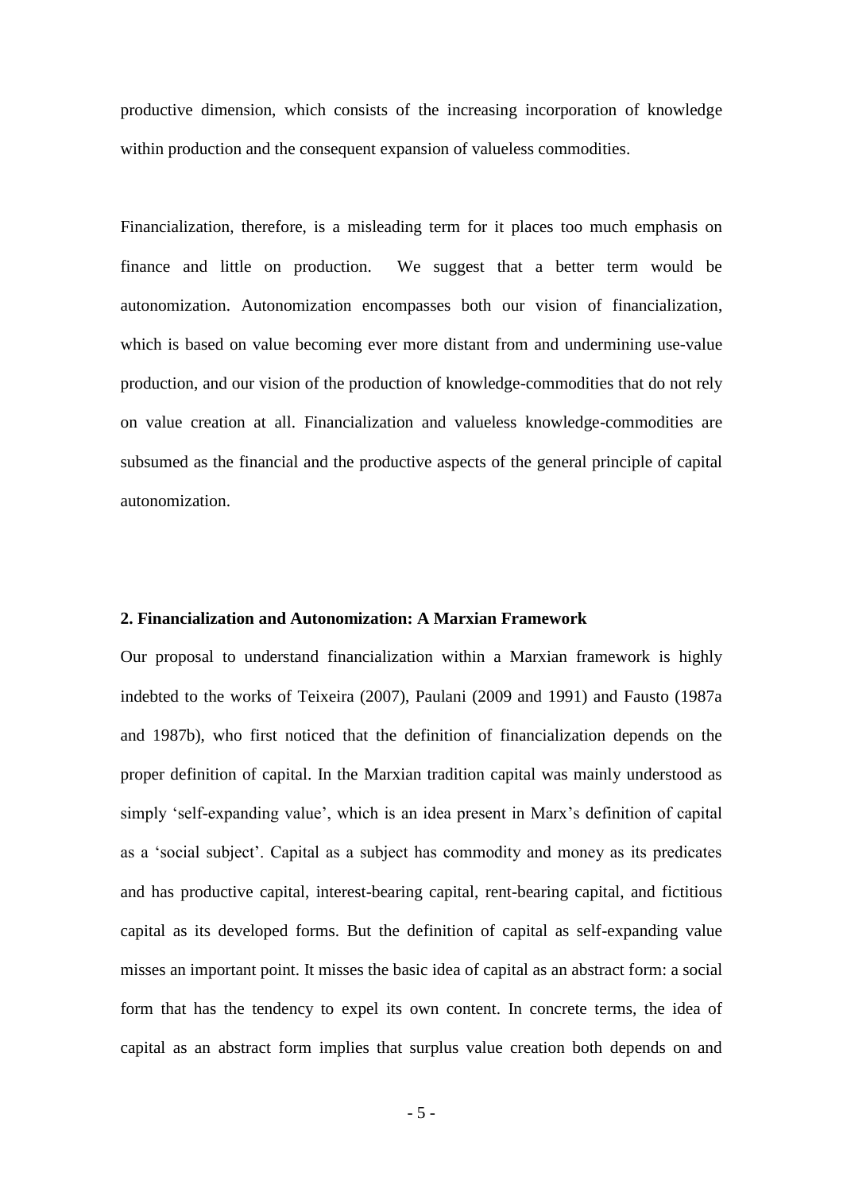productive dimension, which consists of the increasing incorporation of knowledge within production and the consequent expansion of valueless commodities.

Financialization, therefore, is a misleading term for it places too much emphasis on finance and little on production. We suggest that a better term would be autonomization. Autonomization encompasses both our vision of financialization, which is based on value becoming ever more distant from and undermining use-value production, and our vision of the production of knowledge-commodities that do not rely on value creation at all. Financialization and valueless knowledge-commodities are subsumed as the financial and the productive aspects of the general principle of capital autonomization.

## 2. Financialization and Autonomization: A Marxian Framework

Our proposal to understand financialization within a Marxian framework is highly indebted to the works of Teixeira (2007), Paulani (2009 and 1991) and Fausto (1987a and 1987b), who first noticed that the definition of financialization depends on the proper definition of capital. In the Marxian tradition capital was mainly understood as simply 'self-expanding value', which is an idea present in Marx's definition of capital as a 'social subject'. Capital as a subject has commodity and money as its predicates and has productive capital, interest-bearing capital, rent-bearing capital, and fictitious capital as its developed forms. But the definition of capital as self-expanding value misses an important point. It misses the basic idea of capital as an abstract form: a social form that has the tendency to expel its own content. In concrete terms, the idea of capital as an abstract form implies that surplus value creation both depends on and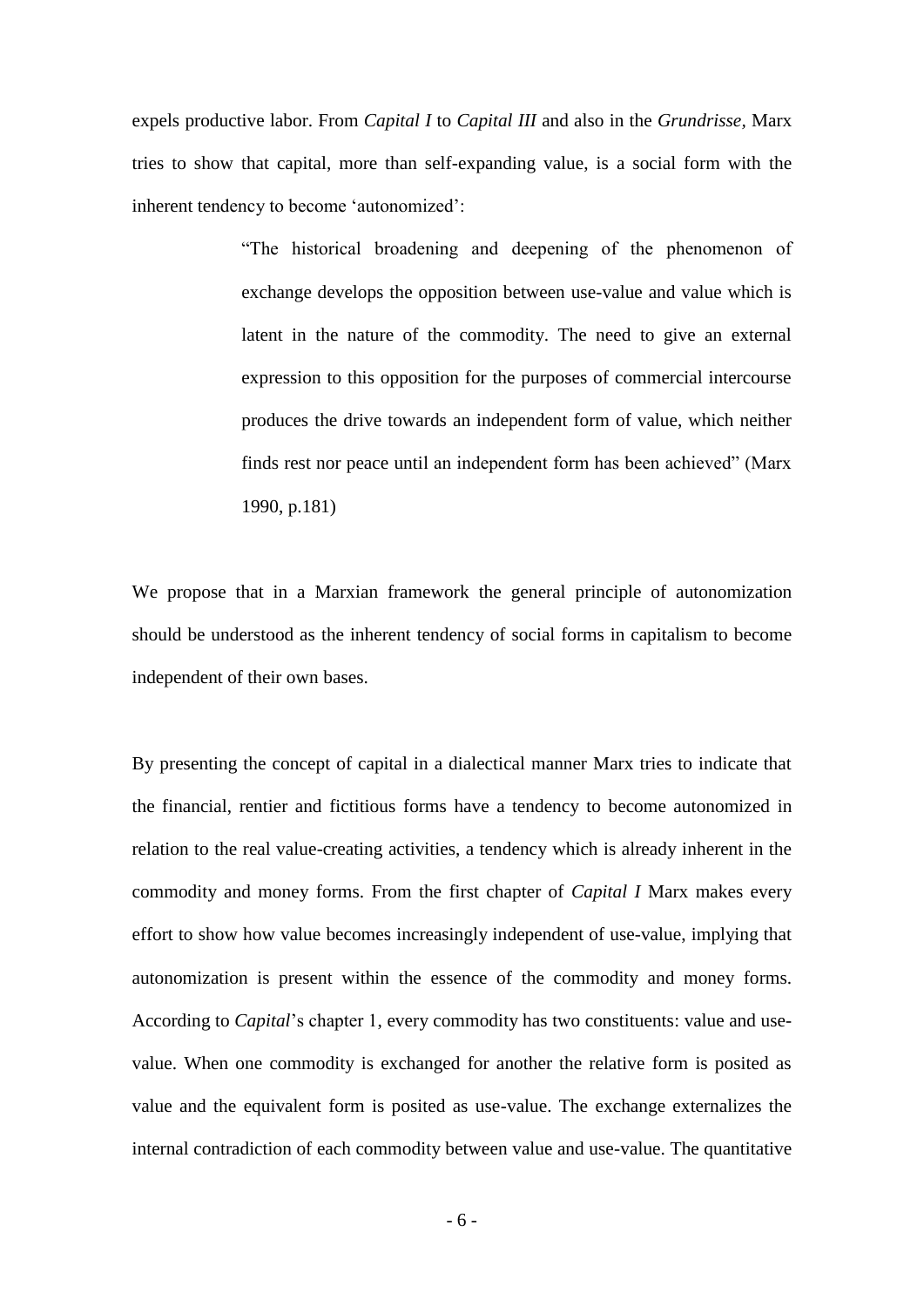expels productive labor. From *Capital I* to *Capital III* and also in the *Grundrisse*, Marx tries to show that capital, more than self-expanding value, is a social form with the inherent tendency to become 'autonomized':

> "The historical broadening and deepening of the phenomenon of exchange develops the opposition between use-value and value which is latent in the nature of the commodity. The need to give an external expression to this opposition for the purposes of commercial intercourse produces the drive towards an independent form of value, which neither finds rest nor peace until an independent form has been achieved" (Marx 1990, p.181)

We propose that in a Marxian framework the general principle of autonomization should be understood as the inherent tendency of social forms in capitalism to become independent of their own bases.

By presenting the concept of capital in a dialectical manner Marx tries to indicate that the financial, rentier and fictitious forms have a tendency to become autonomized in relation to the real value-creating activities, a tendency which is already inherent in the commodity and money forms. From the first chapter of *Capital I* Marx makes every effort to show how value becomes increasingly independent of use-value, implying that autonomization is present within the essence of the commodity and money forms. According to *Capital*'s chapter 1, every commodity has two constituents: value and use-value. When one commodity is exchanged for another the relative form is posited as value and the equivalent form is posited as use-value. The exchange externalizes the internal contradiction of each commodity between value and use-value. The quantitative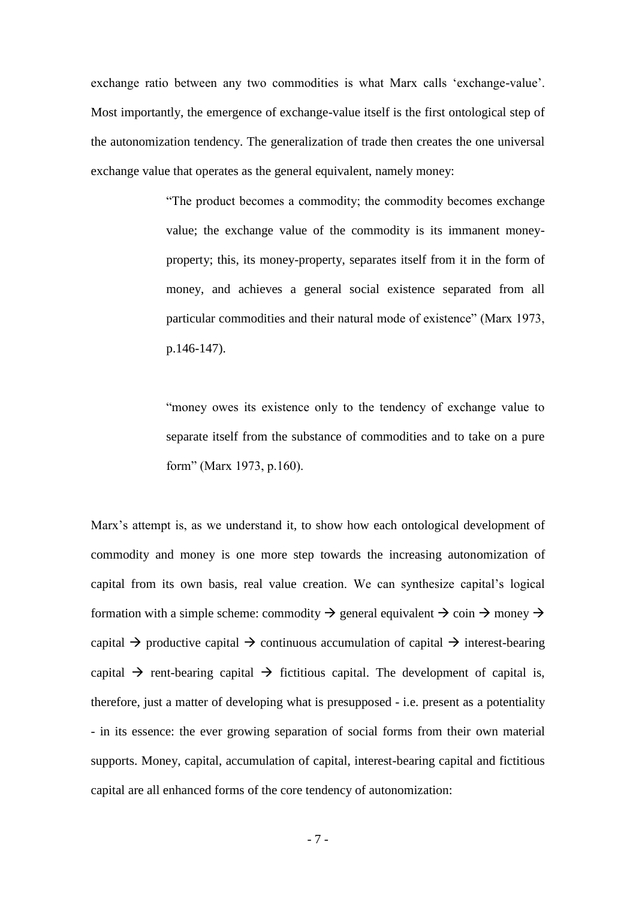exchange ratio between any two commodities is what Marx calls 'exchange-value'. Most importantly, the emergence of exchange-value itself is the first ontological step of the autonomization tendency. The generalization of trade then creates the one universal exchange value that operates as the general equivalent, namely money:

> "The product becomes a commodity; the commodity becomes exchange value; the exchange value of the commodity is its immanent money-property; this, its money-property, separates itself from it in the form of money, and achieves a general social existence separated from all particular commodities and their natural mode of existence" (Marx 1973, p.146-147).

> "money owes its existence only to the tendency of exchange value to separate itself from the substance of commodities and to take on a pure form" (Marx 1973, p.160).

Marx's attempt is, as we understand it, to show how each ontological development of commodity and money is one more step towards the increasing autonomization of capital from its own basis, real value creation. We can synthesize capital's logical formation with a simple scheme: commodity → general equivalent → coin → money → capital → productive capital → continuous accumulation of capital → interest-bearing capital → rent-bearing capital → fictitious capital. The development of capital is, therefore, just a matter of developing what is presupposed - i.e. present as a potentiality - in its essence: the ever growing separation of social forms from their own material supports. Money, capital, accumulation of capital, interest-bearing capital and fictitious capital are all enhanced forms of the core tendency of autonomization: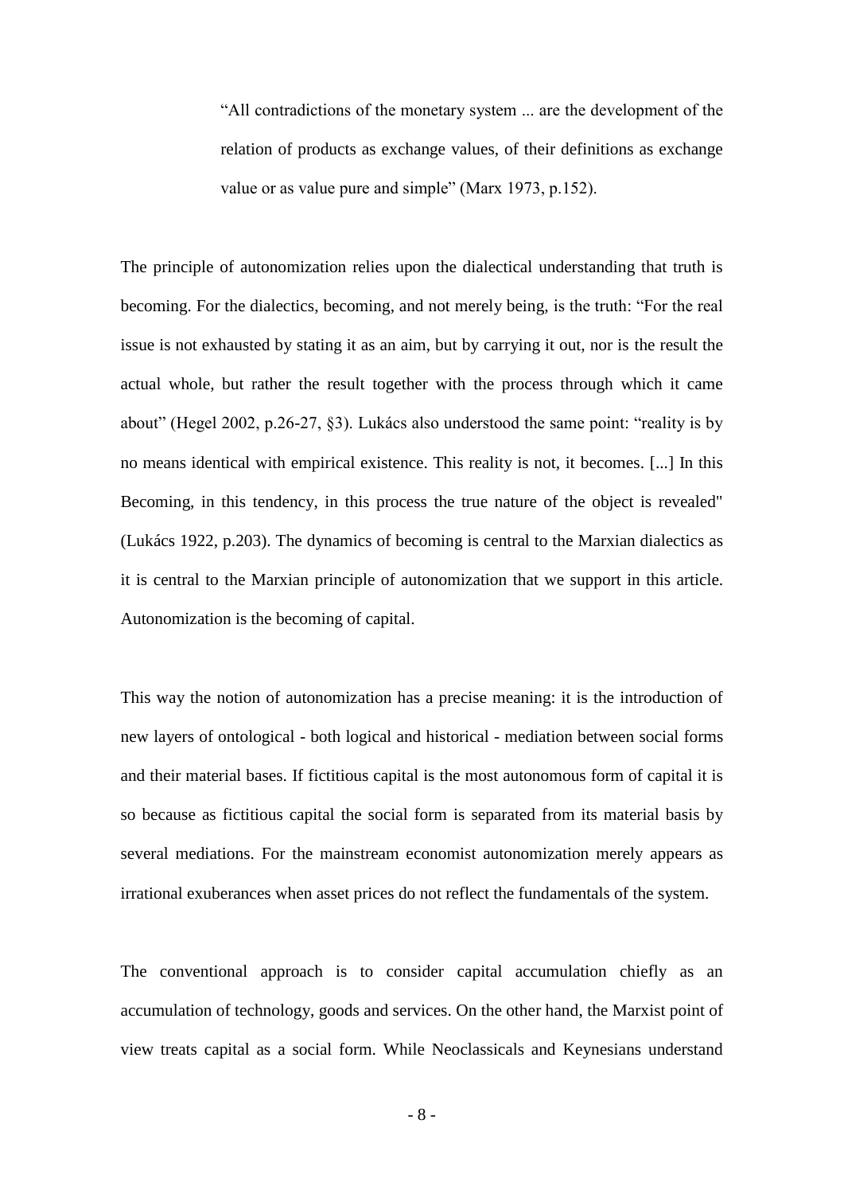> "All contradictions of the monetary system ... are the development of the relation of products as exchange values, of their definitions as exchange value or as value pure and simple" (Marx 1973, p.152).

The principle of autonomization relies upon the dialectical understanding that truth is becoming. For the dialectics, becoming, and not merely being, is the truth: "For the real issue is not exhausted by stating it as an aim, but by carrying it out, nor is the result the actual whole, but rather the result together with the process through which it came about" (Hegel 2002, p.26-27, §3). Lukács also understood the same point: "reality is by no means identical with empirical existence. This reality is not, it becomes. [...] In this Becoming, in this tendency, in this process the true nature of the object is revealed" (Lukács 1922, p.203). The dynamics of becoming is central to the Marxian dialectics as it is central to the Marxian principle of autonomization that we support in this article. Autonomization is the becoming of capital.

This way the notion of autonomization has a precise meaning: it is the introduction of new layers of ontological - both logical and historical - mediation between social forms and their material bases. If fictitious capital is the most autonomous form of capital it is so because as fictitious capital the social form is separated from its material basis by several mediations. For the mainstream economist autonomization merely appears as irrational exuberances when asset prices do not reflect the fundamentals of the system.

The conventional approach is to consider capital accumulation chiefly as an accumulation of technology, goods and services. On the other hand, the Marxist point of view treats capital as a social form. While Neoclassicals and Keynesians understand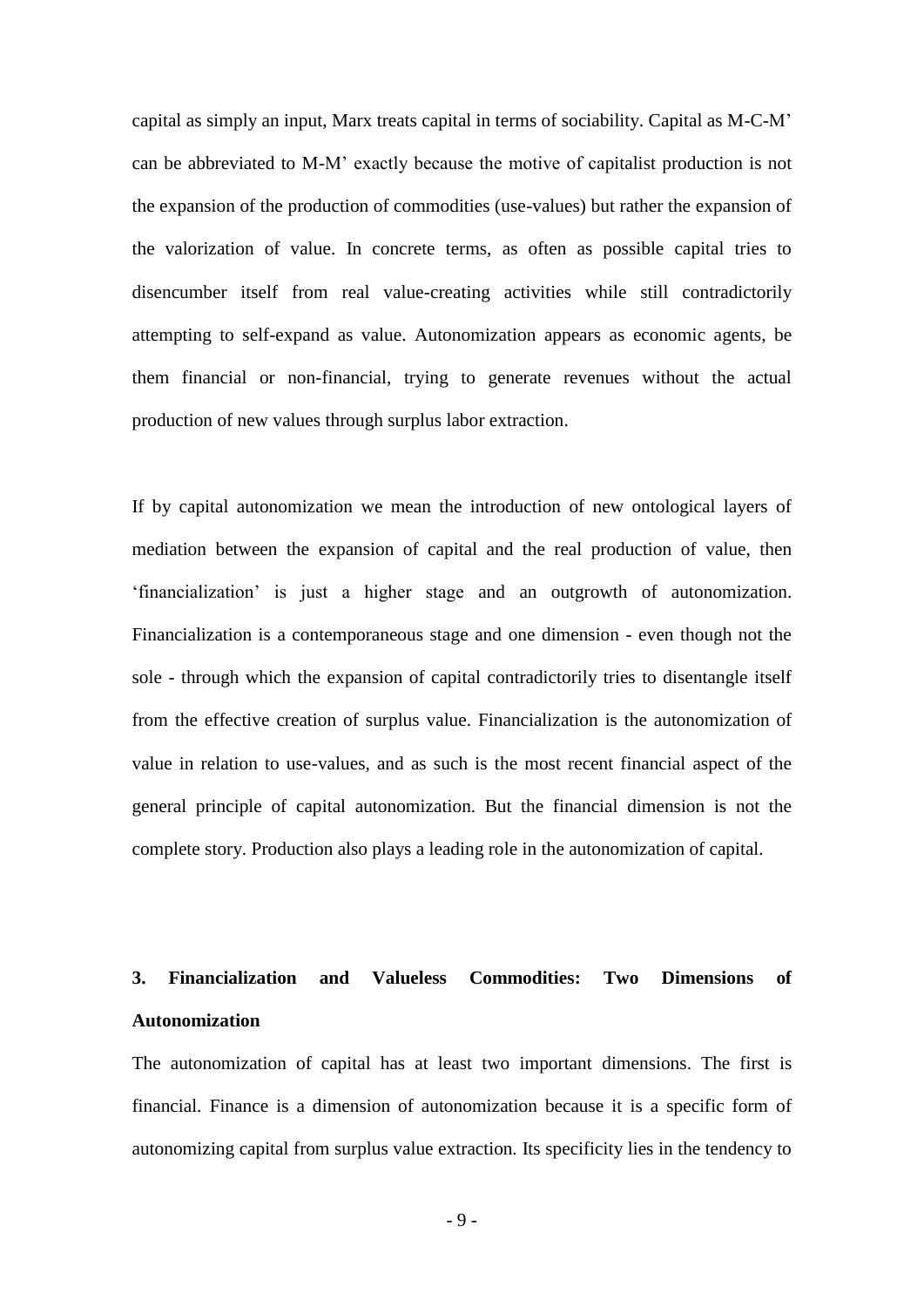capital as simply an input, Marx treats capital in terms of sociability. Capital as M-C-M' can be abbreviated to M-M' exactly because the motive of capitalist production is not the expansion of the production of commodities (use-values) but rather the expansion of the valorization of value. In concrete terms, as often as possible capital tries to disencumber itself from real value-creating activities while still contradictorily attempting to self-expand as value. Autonomization appears as economic agents, be them financial or non-financial, trying to generate revenues without the actual production of new values through surplus labor extraction.

If by capital autonomization we mean the introduction of new ontological layers of mediation between the expansion of capital and the real production of value, then 'financialization' is just a higher stage and an outgrowth of autonomization. Financialization is a contemporaneous stage and one dimension - even though not the sole - through which the expansion of capital contradictorily tries to disentangle itself from the effective creation of surplus value. Financialization is the autonomization of value in relation to use-values, and as such is the most recent financial aspect of the general principle of capital autonomization. But the financial dimension is not the complete story. Production also plays a leading role in the autonomization of capital.

## 3. Financialization and Valueless Commodities: Two Dimensions of Autonomization

The autonomization of capital has at least two important dimensions. The first is financial. Finance is a dimension of autonomization because it is a specific form of autonomizing capital from surplus value extraction. Its specificity lies in the tendency to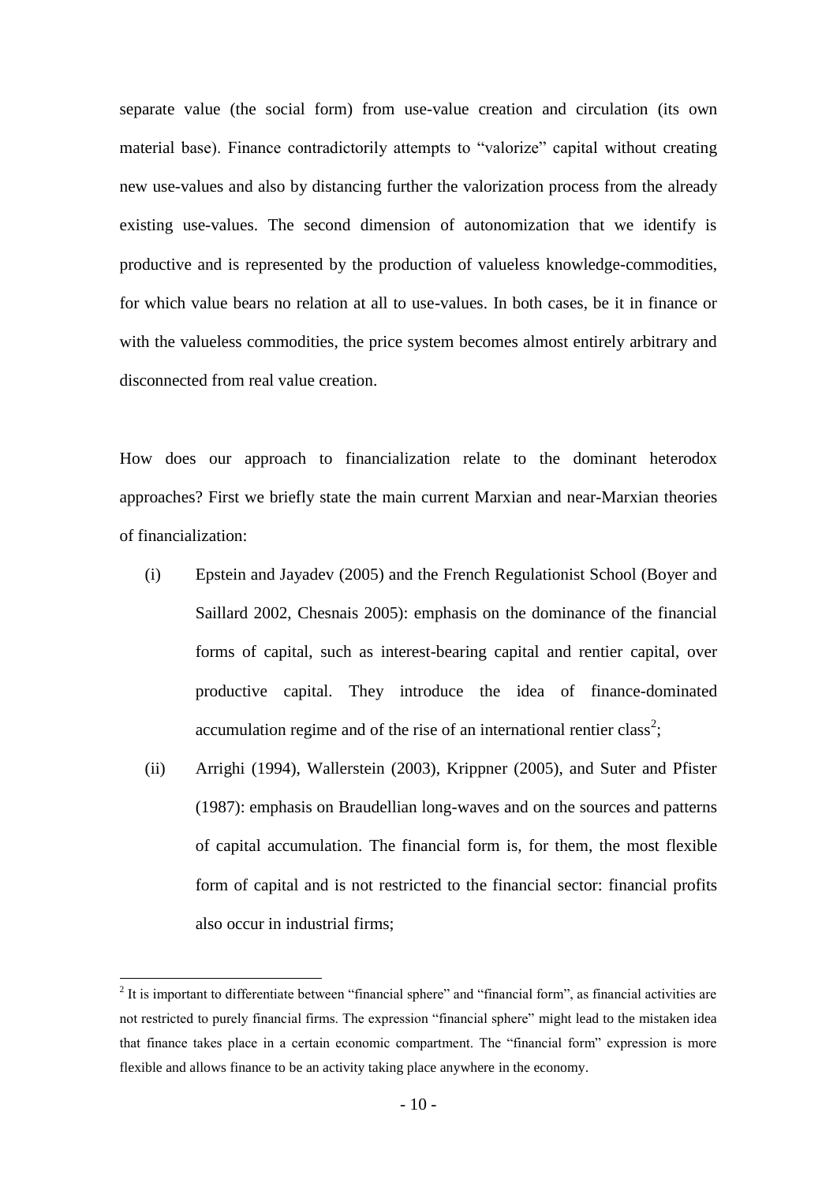separate value (the social form) from use-value creation and circulation (its own material base). Finance contradictorily attempts to "valorize" capital without creating new use-values and also by distancing further the valorization process from the already existing use-values. The second dimension of autonomization that we identify is productive and is represented by the production of valueless knowledge-commodities, for which value bears no relation at all to use-values. In both cases, be it in finance or with the valueless commodities, the price system becomes almost entirely arbitrary and disconnected from real value creation.

How does our approach to financialization relate to the dominant heterodox approaches? First we briefly state the main current Marxian and near-Marxian theories of financialization:

(i) Epstein and Jayadev (2005) and the French Regulationist School (Boyer and Saillard 2002, Chesnais 2005): emphasis on the dominance of the financial forms of capital, such as interest-bearing capital and rentier capital, over productive capital. They introduce the idea of finance-dominated accumulation regime and of the rise of an international rentier class[2];

(ii) Arrighi (1994), Wallerstein (2003), Krippner (2005), and Suter and Pfister (1987): emphasis on Braudellian long-waves and on the sources and patterns of capital accumulation. The financial form is, for them, the most flexible form of capital and is not restricted to the financial sector: financial profits also occur in industrial firms;

[2] It is important to differentiate between "financial sphere" and "financial form", as financial activities are not restricted to purely financial firms. The expression "financial sphere" might lead to the mistaken idea that finance takes place in a certain economic compartment. The "financial form" expression is more flexible and allows finance to be an activity taking place anywhere in the economy.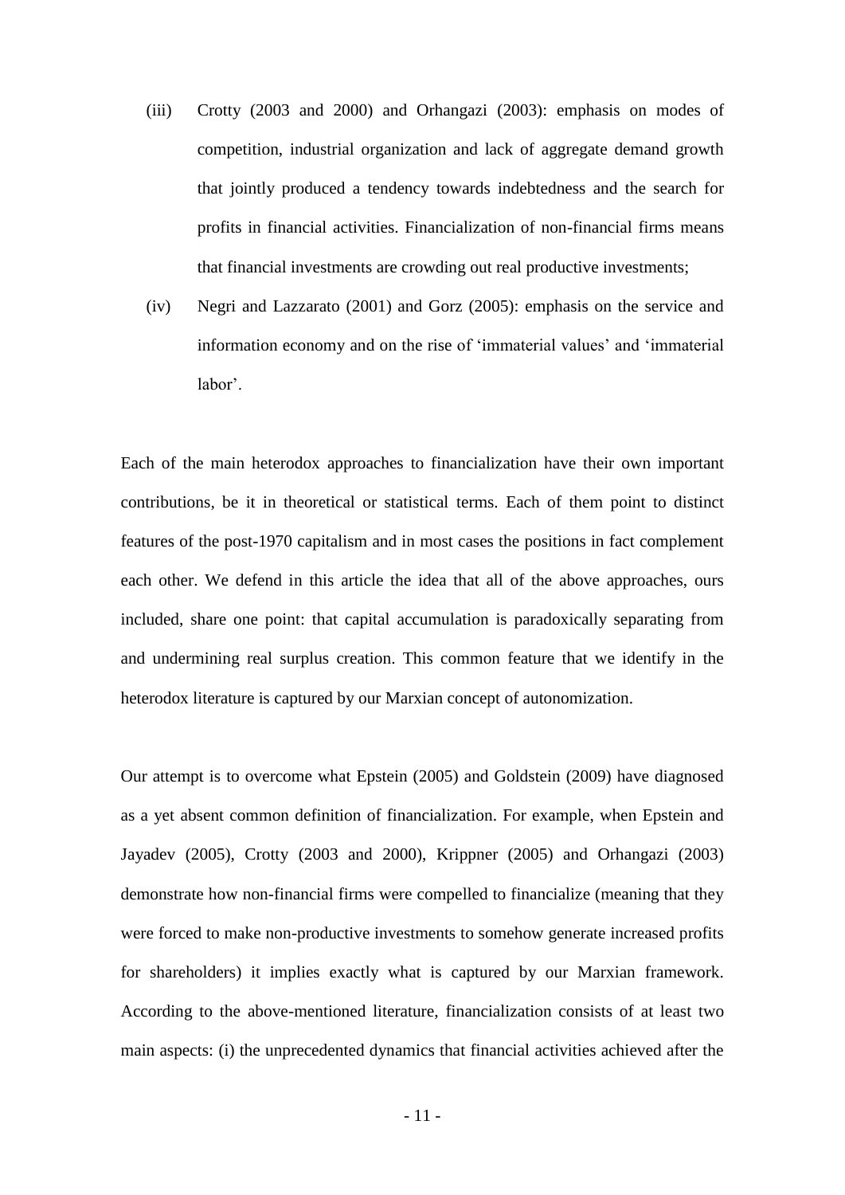(iii) Crotty (2003 and 2000) and Orhangazi (2003): emphasis on modes of competition, industrial organization and lack of aggregate demand growth that jointly produced a tendency towards indebtedness and the search for profits in financial activities. Financialization of non-financial firms means that financial investments are crowding out real productive investments;

(iv) Negri and Lazzarato (2001) and Gorz (2005): emphasis on the service and information economy and on the rise of 'immaterial values' and 'immaterial labor'.

Each of the main heterodox approaches to financialization have their own important contributions, be it in theoretical or statistical terms. Each of them point to distinct features of the post-1970 capitalism and in most cases the positions in fact complement each other. We defend in this article the idea that all of the above approaches, ours included, share one point: that capital accumulation is paradoxically separating from and undermining real surplus creation. This common feature that we identify in the heterodox literature is captured by our Marxian concept of autonomization.

Our attempt is to overcome what Epstein (2005) and Goldstein (2009) have diagnosed as a yet absent common definition of financialization. For example, when Epstein and Jayadev (2005), Crotty (2003 and 2000), Krippner (2005) and Orhangazi (2003) demonstrate how non-financial firms were compelled to financialize (meaning that they were forced to make non-productive investments to somehow generate increased profits for shareholders) it implies exactly what is captured by our Marxian framework. According to the above-mentioned literature, financialization consists of at least two main aspects: (i) the unprecedented dynamics that financial activities achieved after the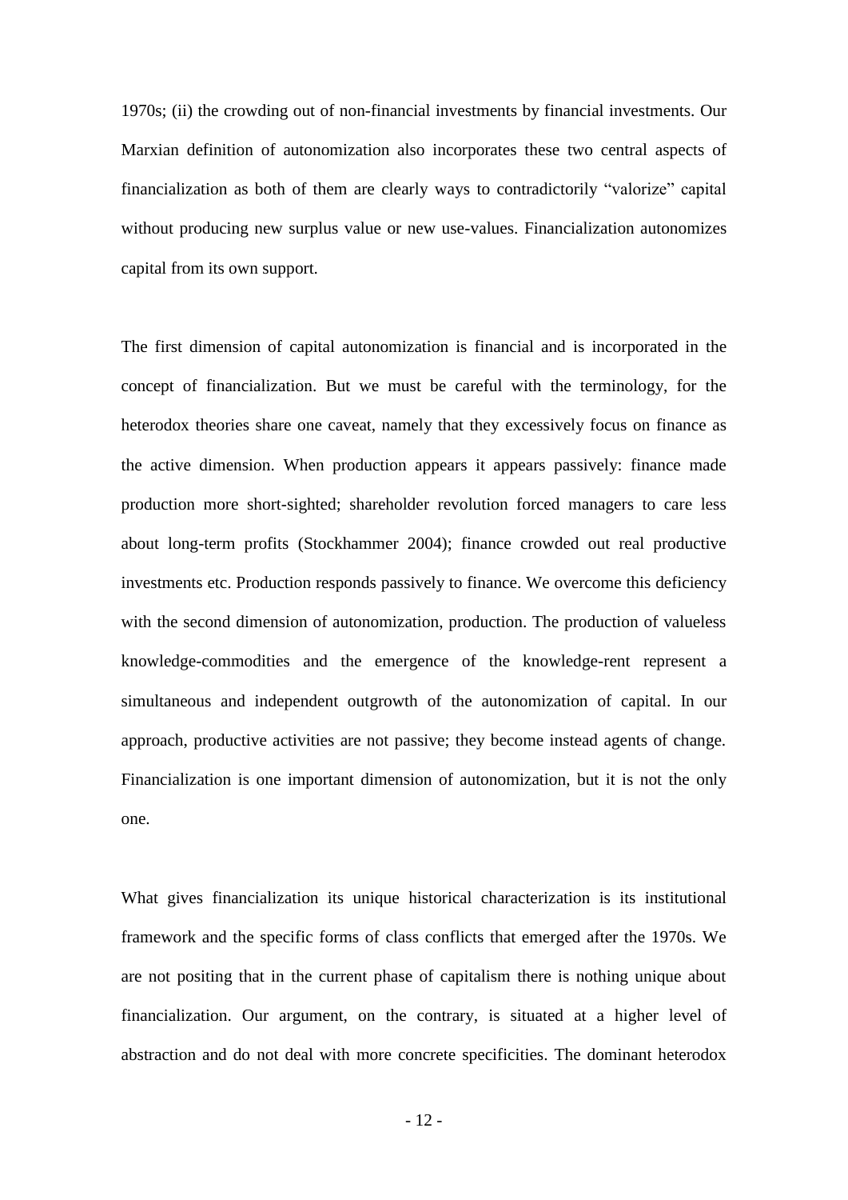1970s; (ii) the crowding out of non-financial investments by financial investments. Our Marxian definition of autonomization also incorporates these two central aspects of financialization as both of them are clearly ways to contradictorily "valorize" capital without producing new surplus value or new use-values. Financialization autonomizes capital from its own support.

The first dimension of capital autonomization is financial and is incorporated in the concept of financialization. But we must be careful with the terminology, for the heterodox theories share one caveat, namely that they excessively focus on finance as the active dimension. When production appears it appears passively: finance made production more short-sighted; shareholder revolution forced managers to care less about long-term profits (Stockhammer 2004); finance crowded out real productive investments etc. Production responds passively to finance. We overcome this deficiency with the second dimension of autonomization, production. The production of valueless knowledge-commodities and the emergence of the knowledge-rent represent a simultaneous and independent outgrowth of the autonomization of capital. In our approach, productive activities are not passive; they become instead agents of change. Financialization is one important dimension of autonomization, but it is not the only one.

What gives financialization its unique historical characterization is its institutional framework and the specific forms of class conflicts that emerged after the 1970s. We are not positing that in the current phase of capitalism there is nothing unique about financialization. Our argument, on the contrary, is situated at a higher level of abstraction and do not deal with more concrete specificities. The dominant heterodox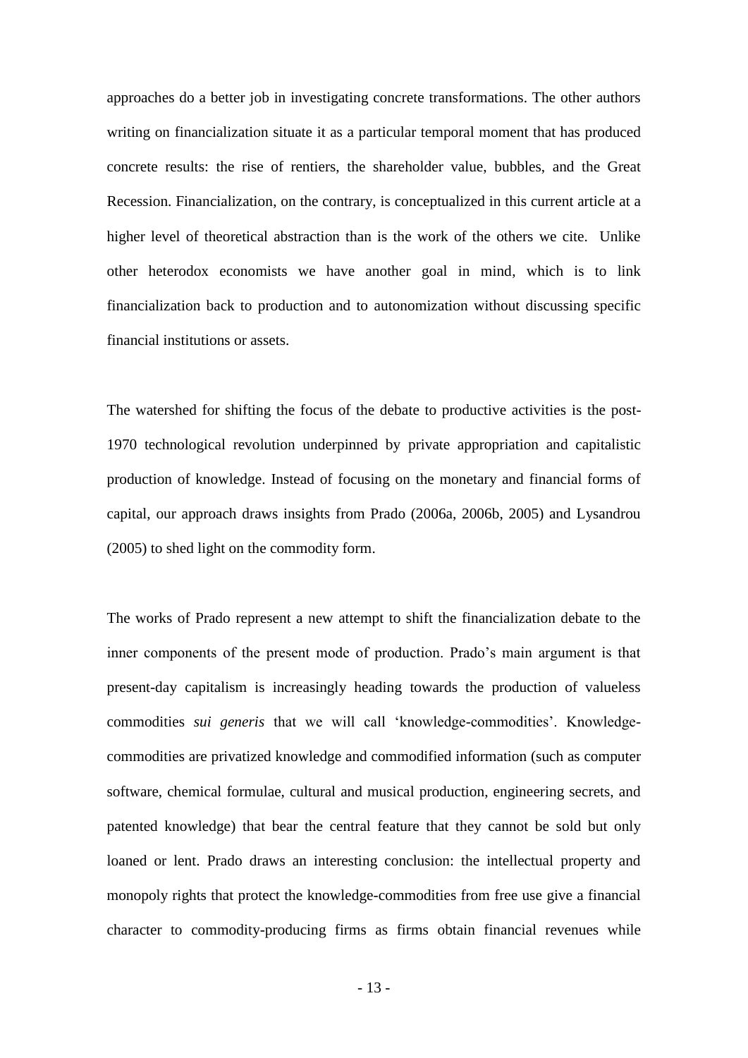approaches do a better job in investigating concrete transformations. The other authors writing on financialization situate it as a particular temporal moment that has produced concrete results: the rise of rentiers, the shareholder value, bubbles, and the Great Recession. Financialization, on the contrary, is conceptualized in this current article at a higher level of theoretical abstraction than is the work of the others we cite. Unlike other heterodox economists we have another goal in mind, which is to link financialization back to production and to autonomization without discussing specific financial institutions or assets.

The watershed for shifting the focus of the debate to productive activities is the post-1970 technological revolution underpinned by private appropriation and capitalistic production of knowledge. Instead of focusing on the monetary and financial forms of capital, our approach draws insights from Prado (2006a, 2006b, 2005) and Lysandrou (2005) to shed light on the commodity form.

The works of Prado represent a new attempt to shift the financialization debate to the inner components of the present mode of production. Prado's main argument is that present-day capitalism is increasingly heading towards the production of valueless commodities *sui generis* that we will call 'knowledge-commodities'. Knowledge-commodities are privatized knowledge and commodified information (such as computer software, chemical formulae, cultural and musical production, engineering secrets, and patented knowledge) that bear the central feature that they cannot be sold but only loaned or lent. Prado draws an interesting conclusion: the intellectual property and monopoly rights that protect the knowledge-commodities from free use give a financial character to commodity-producing firms as firms obtain financial revenues while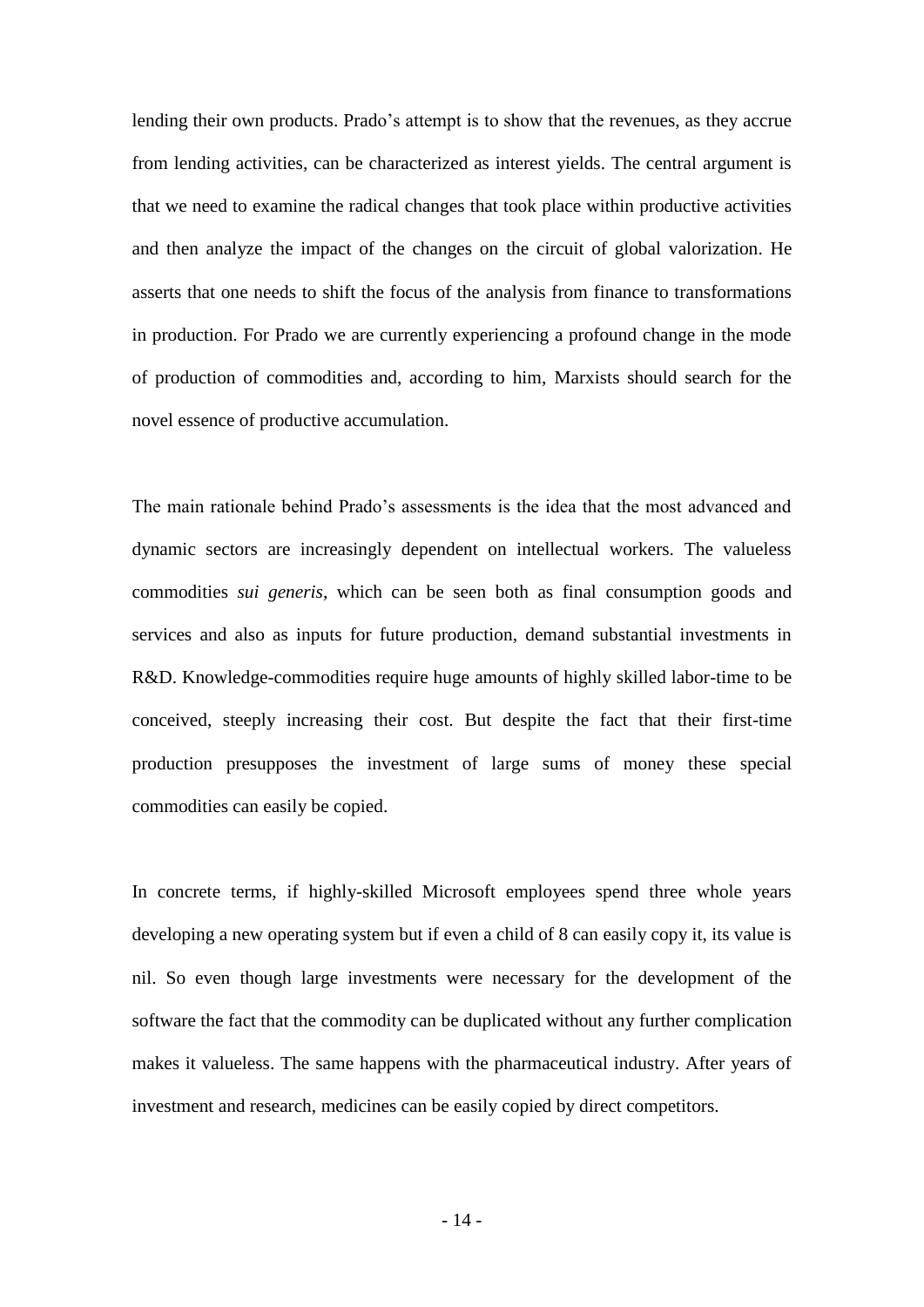lending their own products. Prado's attempt is to show that the revenues, as they accrue from lending activities, can be characterized as interest yields. The central argument is that we need to examine the radical changes that took place within productive activities and then analyze the impact of the changes on the circuit of global valorization. He asserts that one needs to shift the focus of the analysis from finance to transformations in production. For Prado we are currently experiencing a profound change in the mode of production of commodities and, according to him, Marxists should search for the novel essence of productive accumulation.

The main rationale behind Prado's assessments is the idea that the most advanced and dynamic sectors are increasingly dependent on intellectual workers. The valueless commodities *sui generis*, which can be seen both as final consumption goods and services and also as inputs for future production, demand substantial investments in R&D. Knowledge-commodities require huge amounts of highly skilled labor-time to be conceived, steeply increasing their cost. But despite the fact that their first-time production presupposes the investment of large sums of money these special commodities can easily be copied.

In concrete terms, if highly-skilled Microsoft employees spend three whole years developing a new operating system but if even a child of 8 can easily copy it, its value is nil. So even though large investments were necessary for the development of the software the fact that the commodity can be duplicated without any further complication makes it valueless. The same happens with the pharmaceutical industry. After years of investment and research, medicines can be easily copied by direct competitors.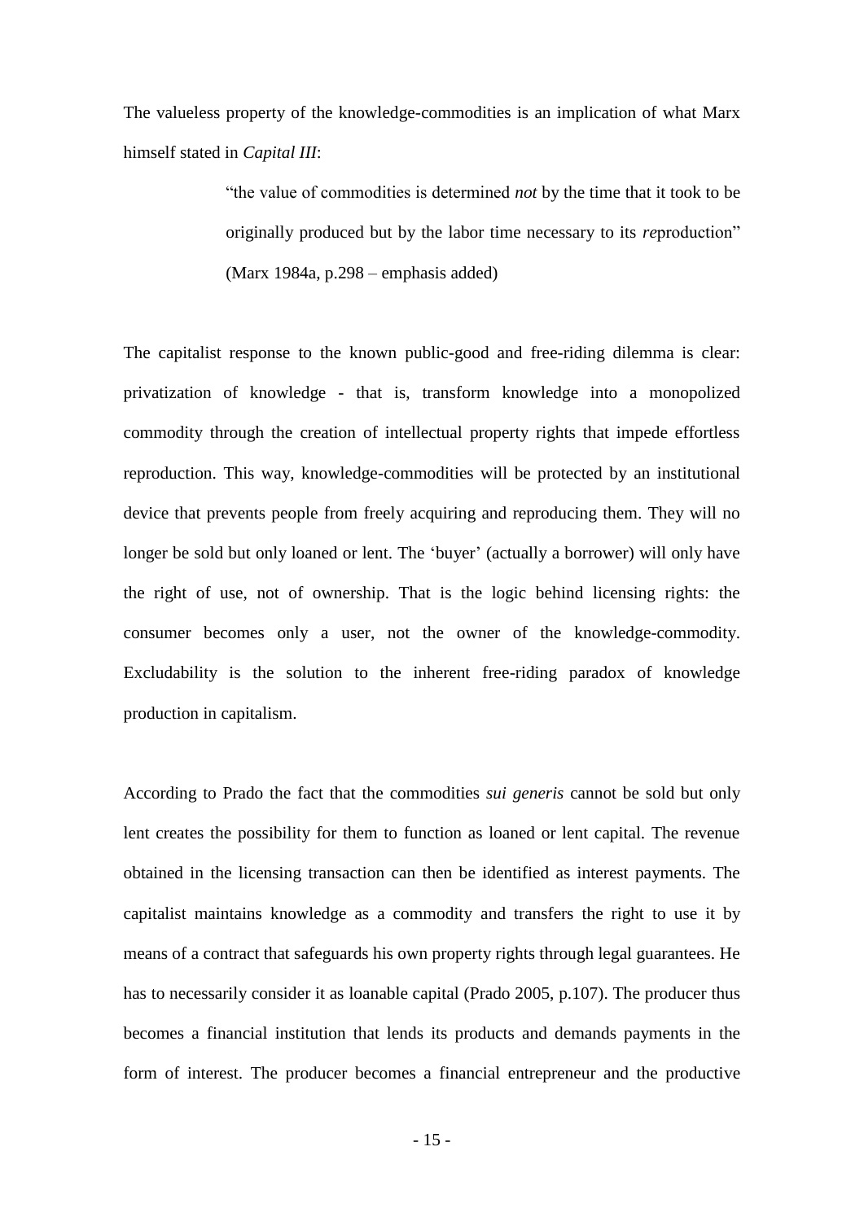The valueless property of the knowledge-commodities is an implication of what Marx himself stated in *Capital III*:

> "the value of commodities is determined *not* by the time that it took to be originally produced but by the labor time necessary to its *re*production" (Marx 1984a, p.298 – emphasis added)

The capitalist response to the known public-good and free-riding dilemma is clear: privatization of knowledge - that is, transform knowledge into a monopolized commodity through the creation of intellectual property rights that impede effortless reproduction. This way, knowledge-commodities will be protected by an institutional device that prevents people from freely acquiring and reproducing them. They will no longer be sold but only loaned or lent. The 'buyer' (actually a borrower) will only have the right of use, not of ownership. That is the logic behind licensing rights: the consumer becomes only a user, not the owner of the knowledge-commodity. Excludability is the solution to the inherent free-riding paradox of knowledge production in capitalism.

According to Prado the fact that the commodities *sui generis* cannot be sold but only lent creates the possibility for them to function as loaned or lent capital. The revenue obtained in the licensing transaction can then be identified as interest payments. The capitalist maintains knowledge as a commodity and transfers the right to use it by means of a contract that safeguards his own property rights through legal guarantees. He has to necessarily consider it as loanable capital (Prado 2005, p.107). The producer thus becomes a financial institution that lends its products and demands payments in the form of interest. The producer becomes a financial entrepreneur and the productive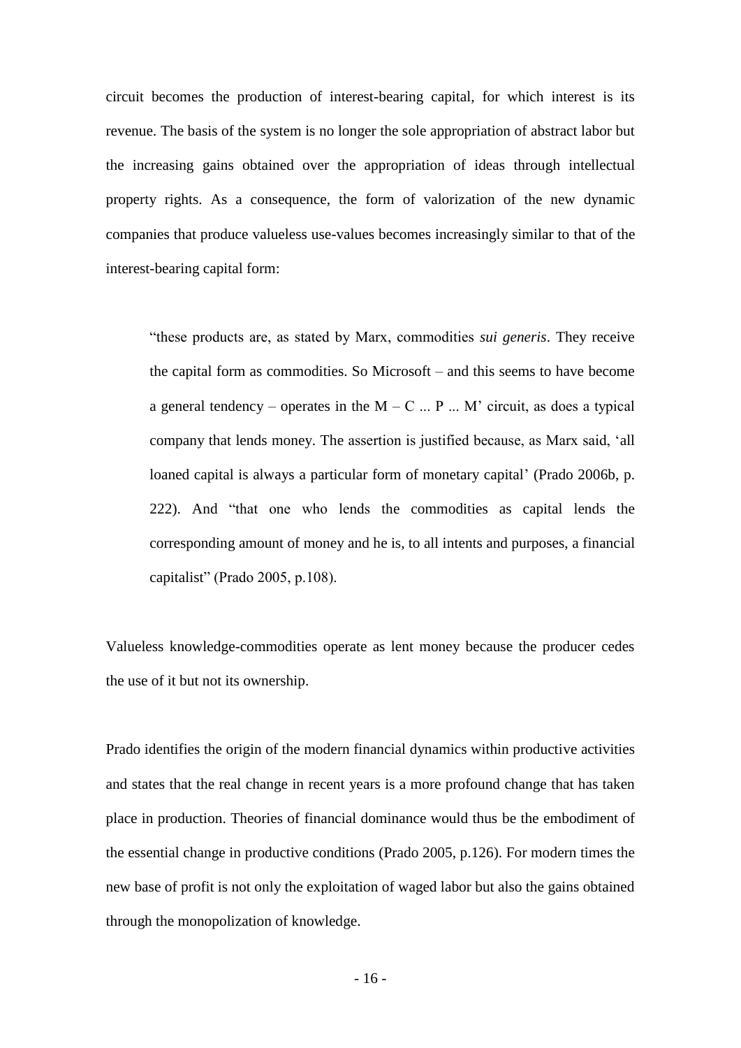circuit becomes the production of interest-bearing capital, for which interest is its revenue. The basis of the system is no longer the sole appropriation of abstract labor but the increasing gains obtained over the appropriation of ideas through intellectual property rights. As a consequence, the form of valorization of the new dynamic companies that produce valueless use-values becomes increasingly similar to that of the interest-bearing capital form:

> "these products are, as stated by Marx, commodities *sui generis*. They receive the capital form as commodities. So Microsoft – and this seems to have become a general tendency – operates in the M – C ... P ... M' circuit, as does a typical company that lends money. The assertion is justified because, as Marx said, 'all loaned capital is always a particular form of monetary capital' (Prado 2006b, p. 222). And "that one who lends the commodities as capital lends the corresponding amount of money and he is, to all intents and purposes, a financial capitalist" (Prado 2005, p.108).

Valueless knowledge-commodities operate as lent money because the producer cedes the use of it but not its ownership.

Prado identifies the origin of the modern financial dynamics within productive activities and states that the real change in recent years is a more profound change that has taken place in production. Theories of financial dominance would thus be the embodiment of the essential change in productive conditions (Prado 2005, p.126). For modern times the new base of profit is not only the exploitation of waged labor but also the gains obtained through the monopolization of knowledge.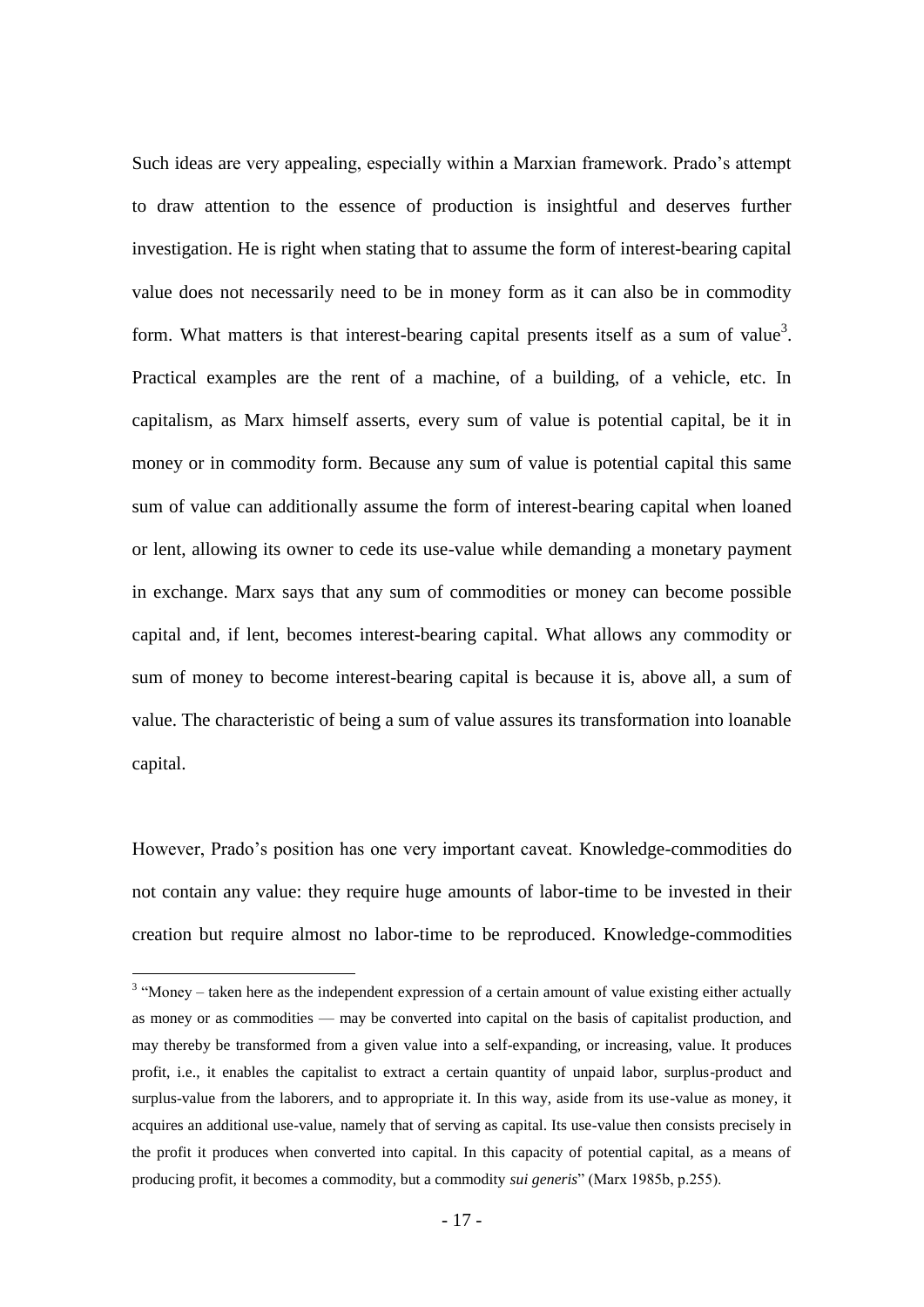Such ideas are very appealing, especially within a Marxian framework. Prado's attempt to draw attention to the essence of production is insightful and deserves further investigation. He is right when stating that to assume the form of interest-bearing capital value does not necessarily need to be in money form as it can also be in commodity form. What matters is that interest-bearing capital presents itself as a sum of value[3]. Practical examples are the rent of a machine, of a building, of a vehicle, etc. In capitalism, as Marx himself asserts, every sum of value is potential capital, be it in money or in commodity form. Because any sum of value is potential capital this same sum of value can additionally assume the form of interest-bearing capital when loaned or lent, allowing its owner to cede its use-value while demanding a monetary payment in exchange. Marx says that any sum of commodities or money can become possible capital and, if lent, becomes interest-bearing capital. What allows any commodity or sum of money to become interest-bearing capital is because it is, above all, a sum of value. The characteristic of being a sum of value assures its transformation into loanable capital.

However, Prado's position has one very important caveat. Knowledge-commodities do not contain any value: they require huge amounts of labor-time to be invested in their creation but require almost no labor-time to be reproduced. Knowledge-commodities

[3] "Money – taken here as the independent expression of a certain amount of value existing either actually as money or as commodities — may be converted into capital on the basis of capitalist production, and may thereby be transformed from a given value into a self-expanding, or increasing, value. It produces profit, i.e., it enables the capitalist to extract a certain quantity of unpaid labor, surplus-product and surplus-value from the laborers, and to appropriate it. In this way, aside from its use-value as money, it acquires an additional use-value, namely that of serving as capital. Its use-value then consists precisely in the profit it produces when converted into capital. In this capacity of potential capital, as a means of producing profit, it becomes a commodity, but a commodity *sui generis*" (Marx 1985b, p.255).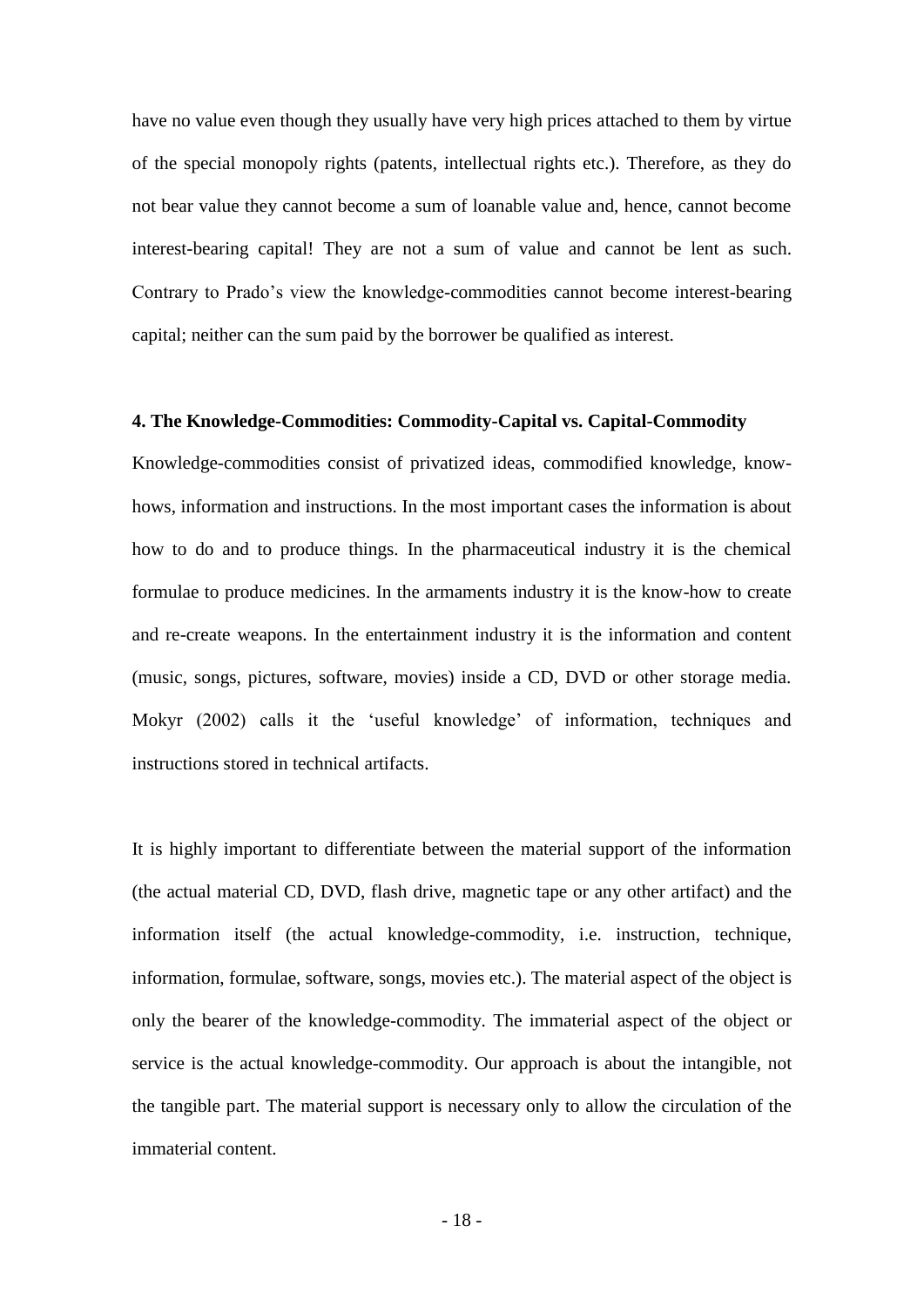have no value even though they usually have very high prices attached to them by virtue of the special monopoly rights (patents, intellectual rights etc.). Therefore, as they do not bear value they cannot become a sum of loanable value and, hence, cannot become interest-bearing capital! They are not a sum of value and cannot be lent as such. Contrary to Prado's view the knowledge-commodities cannot become interest-bearing capital; neither can the sum paid by the borrower be qualified as interest.

## 4. The Knowledge-Commodities: Commodity-Capital vs. Capital-Commodity

Knowledge-commodities consist of privatized ideas, commodified knowledge, know-hows, information and instructions. In the most important cases the information is about how to do and to produce things. In the pharmaceutical industry it is the chemical formulae to produce medicines. In the armaments industry it is the know-how to create and re-create weapons. In the entertainment industry it is the information and content (music, songs, pictures, software, movies) inside a CD, DVD or other storage media. Mokyr (2002) calls it the 'useful knowledge' of information, techniques and instructions stored in technical artifacts.

It is highly important to differentiate between the material support of the information (the actual material CD, DVD, flash drive, magnetic tape or any other artifact) and the information itself (the actual knowledge-commodity, i.e. instruction, technique, information, formulae, software, songs, movies etc.). The material aspect of the object is only the bearer of the knowledge-commodity. The immaterial aspect of the object or service is the actual knowledge-commodity. Our approach is about the intangible, not the tangible part. The material support is necessary only to allow the circulation of the immaterial content.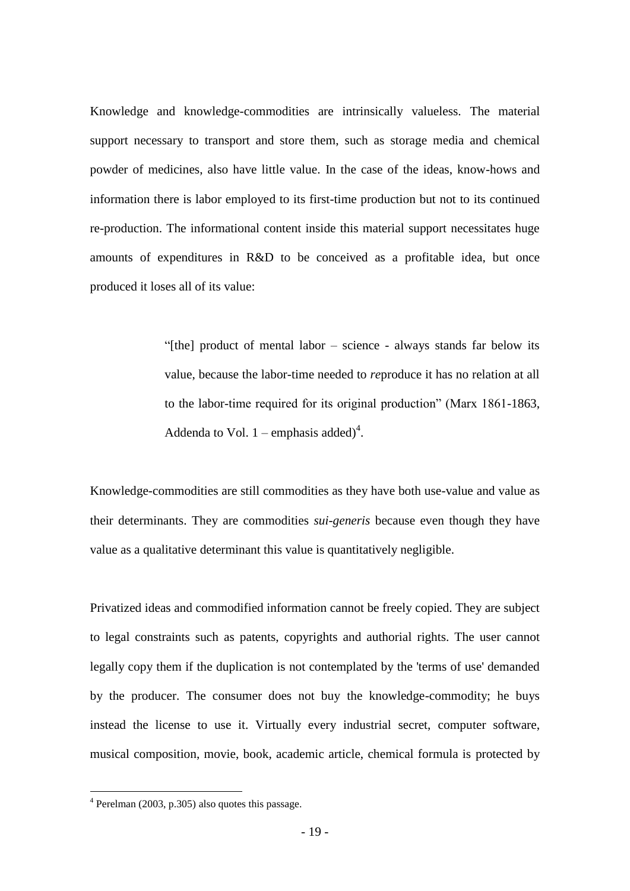Knowledge and knowledge-commodities are intrinsically valueless. The material support necessary to transport and store them, such as storage media and chemical powder of medicines, also have little value. In the case of the ideas, know-hows and information there is labor employed to its first-time production but not to its continued re-production. The informational content inside this material support necessitates huge amounts of expenditures in R&D to be conceived as a profitable idea, but once produced it loses all of its value:

> "[the] product of mental labor – science - always stands far below its value, because the labor-time needed to *re*produce it has no relation at all to the labor-time required for its original production" (Marx 1861-1863, Addenda to Vol. 1 – emphasis added)[4].

Knowledge-commodities are still commodities as they have both use-value and value as their determinants. They are commodities *sui-generis* because even though they have value as a qualitative determinant this value is quantitatively negligible.

Privatized ideas and commodified information cannot be freely copied. They are subject to legal constraints such as patents, copyrights and authorial rights. The user cannot legally copy them if the duplication is not contemplated by the 'terms of use' demanded by the producer. The consumer does not buy the knowledge-commodity; he buys instead the license to use it. Virtually every industrial secret, computer software, musical composition, movie, book, academic article, chemical formula is protected by

[4] Perelman (2003, p.305) also quotes this passage.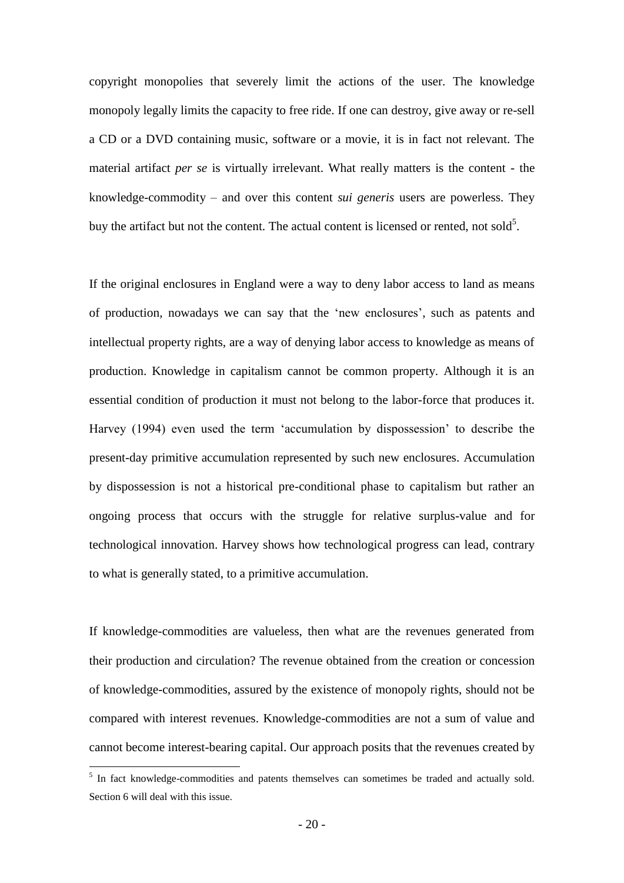copyright monopolies that severely limit the actions of the user. The knowledge monopoly legally limits the capacity to free ride. If one can destroy, give away or re-sell a CD or a DVD containing music, software or a movie, it is in fact not relevant. The material artifact *per se* is virtually irrelevant. What really matters is the content - the knowledge-commodity – and over this content *sui generis* users are powerless. They buy the artifact but not the content. The actual content is licensed or rented, not sold[5].

If the original enclosures in England were a way to deny labor access to land as means of production, nowadays we can say that the 'new enclosures', such as patents and intellectual property rights, are a way of denying labor access to knowledge as means of production. Knowledge in capitalism cannot be common property. Although it is an essential condition of production it must not belong to the labor-force that produces it. Harvey (1994) even used the term 'accumulation by dispossession' to describe the present-day primitive accumulation represented by such new enclosures. Accumulation by dispossession is not a historical pre-conditional phase to capitalism but rather an ongoing process that occurs with the struggle for relative surplus-value and for technological innovation. Harvey shows how technological progress can lead, contrary to what is generally stated, to a primitive accumulation.

If knowledge-commodities are valueless, then what are the revenues generated from their production and circulation? The revenue obtained from the creation or concession of knowledge-commodities, assured by the existence of monopoly rights, should not be compared with interest revenues. Knowledge-commodities are not a sum of value and cannot become interest-bearing capital. Our approach posits that the revenues created by

[5] In fact knowledge-commodities and patents themselves can sometimes be traded and actually sold. Section 6 will deal with this issue.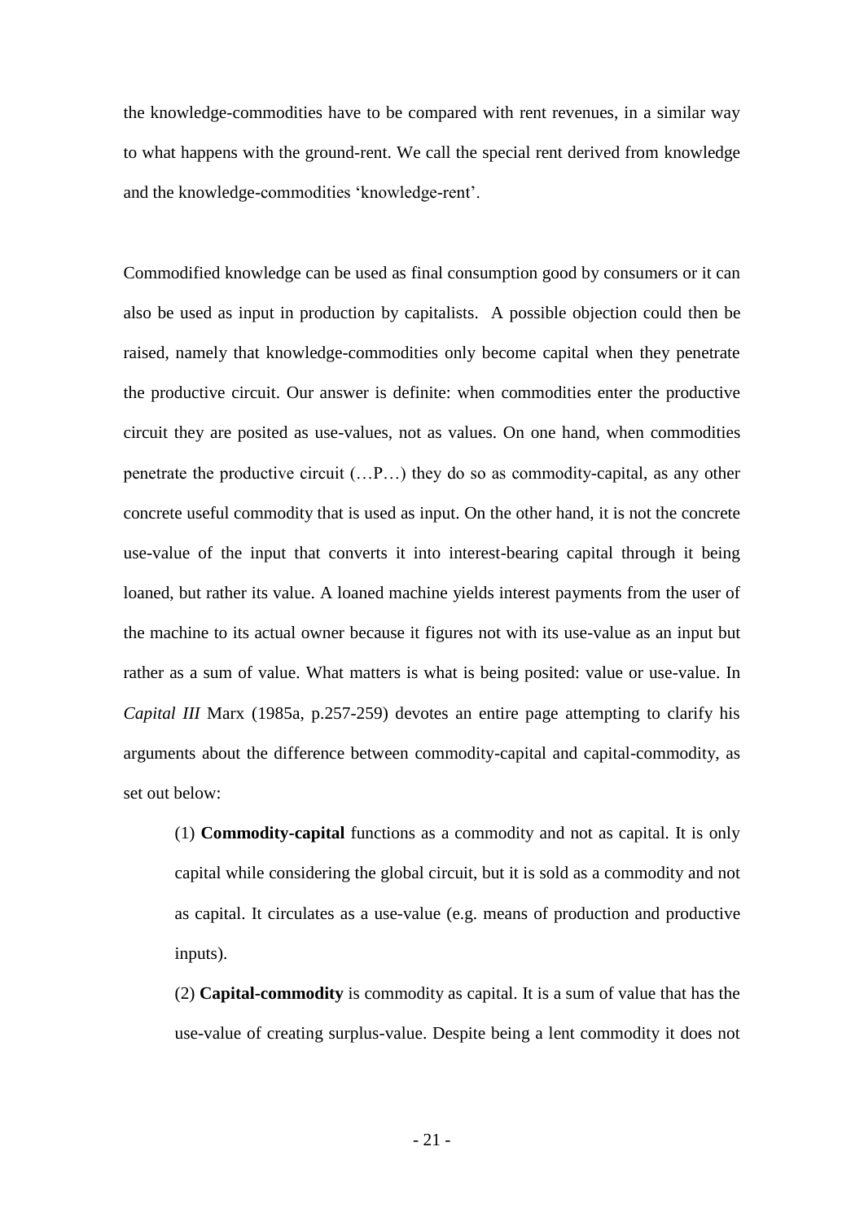the knowledge-commodities have to be compared with rent revenues, in a similar way to what happens with the ground-rent. We call the special rent derived from knowledge and the knowledge-commodities 'knowledge-rent'.

Commodified knowledge can be used as final consumption good by consumers or it can also be used as input in production by capitalists. A possible objection could then be raised, namely that knowledge-commodities only become capital when they penetrate the productive circuit. Our answer is definite: when commodities enter the productive circuit they are posited as use-values, not as values. On one hand, when commodities penetrate the productive circuit (…P…) they do so as commodity-capital, as any other concrete useful commodity that is used as input. On the other hand, it is not the concrete use-value of the input that converts it into interest-bearing capital through it being loaned, but rather its value. A loaned machine yields interest payments from the user of the machine to its actual owner because it figures not with its use-value as an input but rather as a sum of value. What matters is what is being posited: value or use-value. In *Capital III* Marx (1985a, p.257-259) devotes an entire page attempting to clarify his arguments about the difference between commodity-capital and capital-commodity, as set out below:

> (1) **Commodity-capital** functions as a commodity and not as capital. It is only capital while considering the global circuit, but it is sold as a commodity and not as capital. It circulates as a use-value (e.g. means of production and productive inputs).
>
> (2) **Capital-commodity** is commodity as capital. It is a sum of value that has the use-value of creating surplus-value. Despite being a lent commodity it does not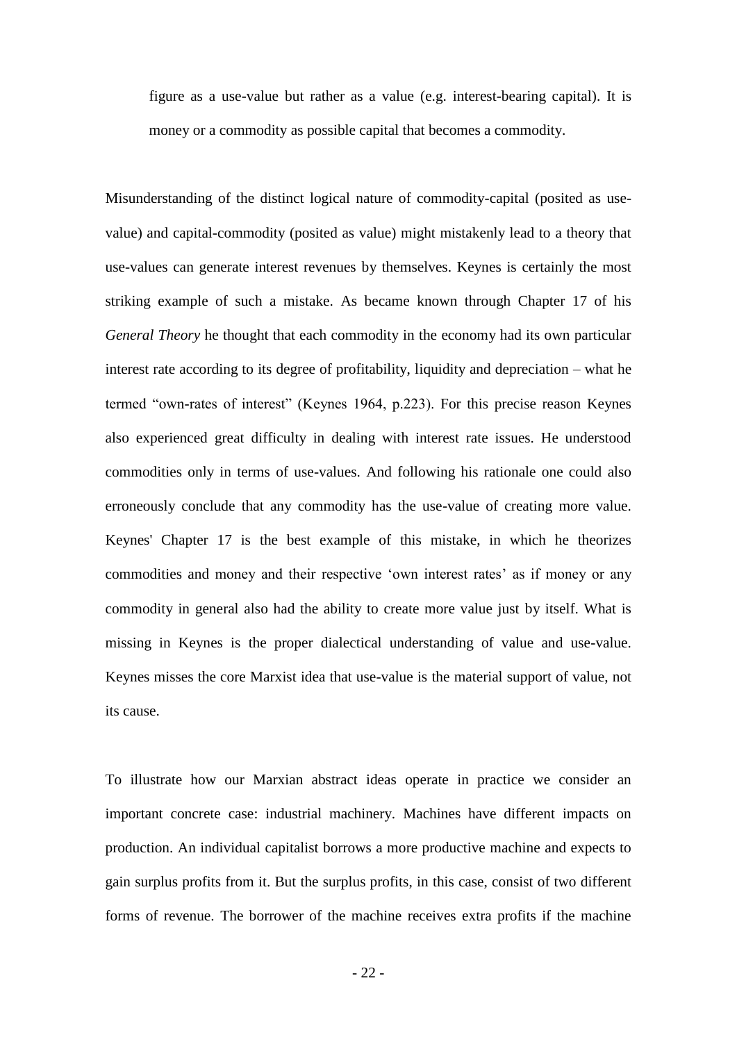figure as a use-value but rather as a value (e.g. interest-bearing capital). It is money or a commodity as possible capital that becomes a commodity.

Misunderstanding of the distinct logical nature of commodity-capital (posited as use-value) and capital-commodity (posited as value) might mistakenly lead to a theory that use-values can generate interest revenues by themselves. Keynes is certainly the most striking example of such a mistake. As became known through Chapter 17 of his *General Theory* he thought that each commodity in the economy had its own particular interest rate according to its degree of profitability, liquidity and depreciation – what he termed "own-rates of interest" (Keynes 1964, p.223). For this precise reason Keynes also experienced great difficulty in dealing with interest rate issues. He understood commodities only in terms of use-values. And following his rationale one could also erroneously conclude that any commodity has the use-value of creating more value. Keynes' Chapter 17 is the best example of this mistake, in which he theorizes commodities and money and their respective 'own interest rates' as if money or any commodity in general also had the ability to create more value just by itself. What is missing in Keynes is the proper dialectical understanding of value and use-value. Keynes misses the core Marxist idea that use-value is the material support of value, not its cause.

To illustrate how our Marxian abstract ideas operate in practice we consider an important concrete case: industrial machinery. Machines have different impacts on production. An individual capitalist borrows a more productive machine and expects to gain surplus profits from it. But the surplus profits, in this case, consist of two different forms of revenue. The borrower of the machine receives extra profits if the machine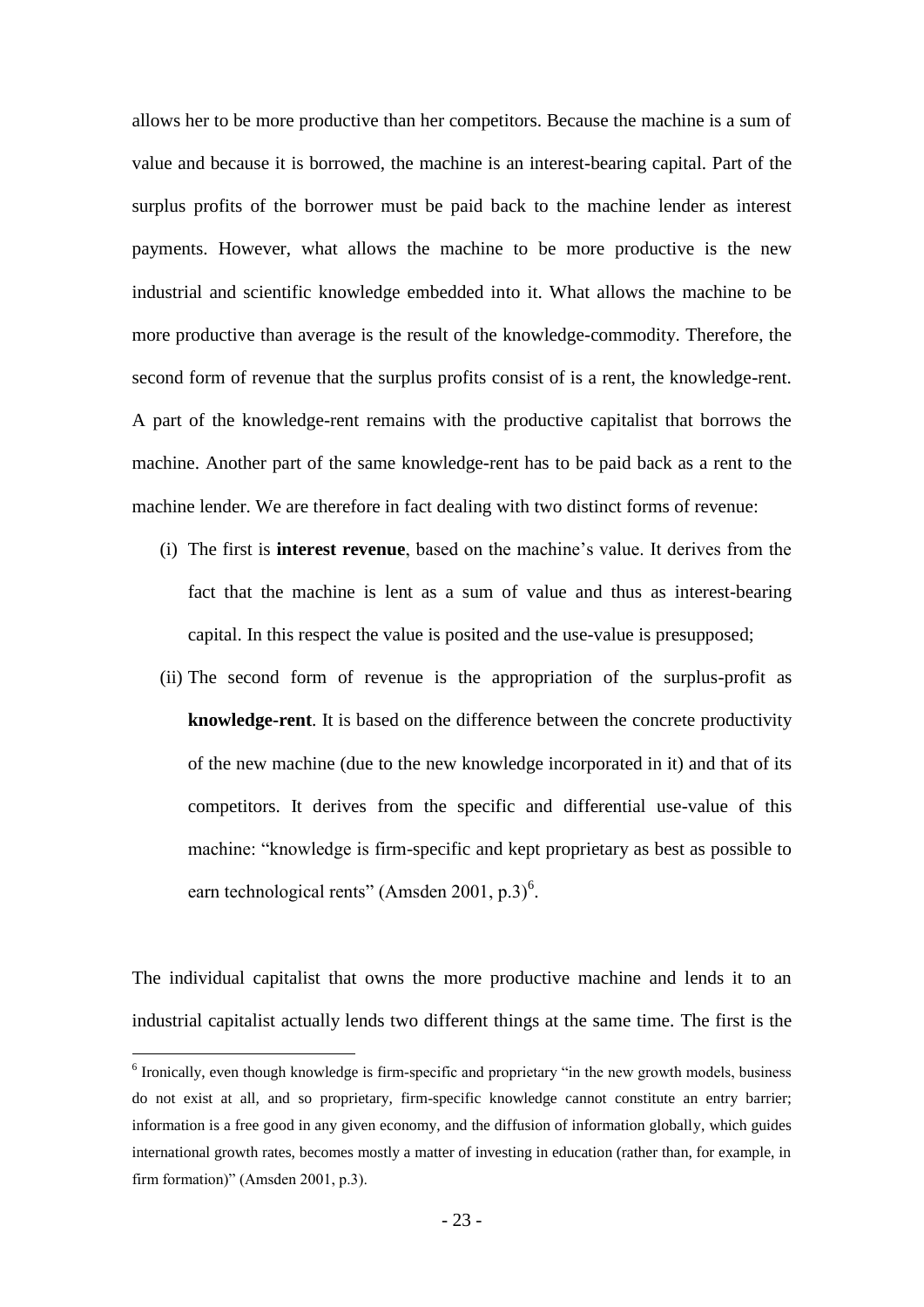allows her to be more productive than her competitors. Because the machine is a sum of value and because it is borrowed, the machine is an interest-bearing capital. Part of the surplus profits of the borrower must be paid back to the machine lender as interest payments. However, what allows the machine to be more productive is the new industrial and scientific knowledge embedded into it. What allows the machine to be more productive than average is the result of the knowledge-commodity. Therefore, the second form of revenue that the surplus profits consist of is a rent, the knowledge-rent. A part of the knowledge-rent remains with the productive capitalist that borrows the machine. Another part of the same knowledge-rent has to be paid back as a rent to the machine lender. We are therefore in fact dealing with two distinct forms of revenue:

(i) The first is **interest revenue**, based on the machine's value. It derives from the fact that the machine is lent as a sum of value and thus as interest-bearing capital. In this respect the value is posited and the use-value is presupposed;

(ii) The second form of revenue is the appropriation of the surplus-profit as **knowledge-rent**. It is based on the difference between the concrete productivity of the new machine (due to the new knowledge incorporated in it) and that of its competitors. It derives from the specific and differential use-value of this machine: "knowledge is firm-specific and kept proprietary as best as possible to earn technological rents" (Amsden 2001, p.3)[6].

The individual capitalist that owns the more productive machine and lends it to an industrial capitalist actually lends two different things at the same time. The first is the

[6] Ironically, even though knowledge is firm-specific and proprietary "in the new growth models, business do not exist at all, and so proprietary, firm-specific knowledge cannot constitute an entry barrier; information is a free good in any given economy, and the diffusion of information globally, which guides international growth rates, becomes mostly a matter of investing in education (rather than, for example, in firm formation)" (Amsden 2001, p.3).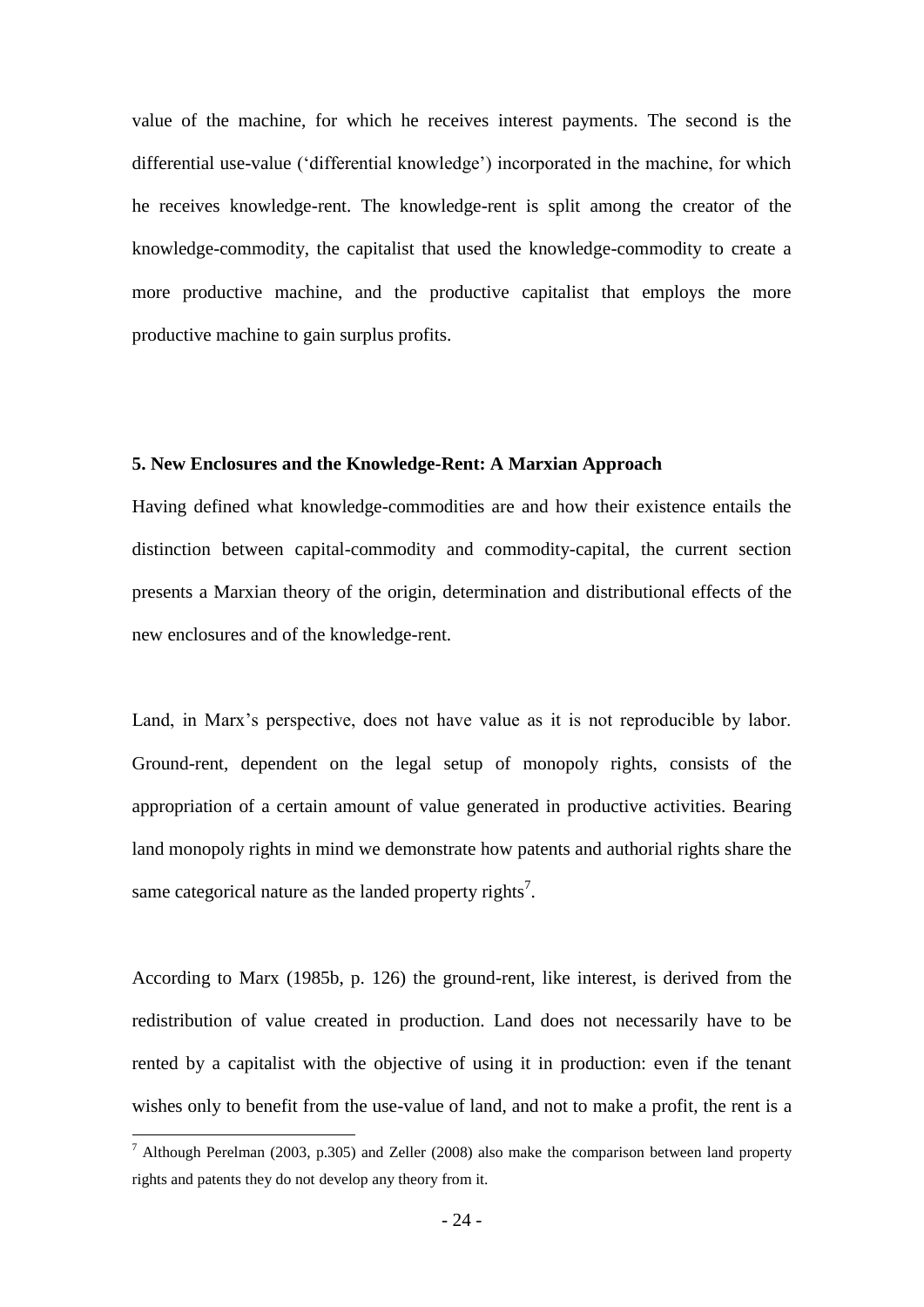value of the machine, for which he receives interest payments. The second is the differential use-value ('differential knowledge') incorporated in the machine, for which he receives knowledge-rent. The knowledge-rent is split among the creator of the knowledge-commodity, the capitalist that used the knowledge-commodity to create a more productive machine, and the productive capitalist that employs the more productive machine to gain surplus profits.

## 5. New Enclosures and the Knowledge-Rent: A Marxian Approach

Having defined what knowledge-commodities are and how their existence entails the distinction between capital-commodity and commodity-capital, the current section presents a Marxian theory of the origin, determination and distributional effects of the new enclosures and of the knowledge-rent.

Land, in Marx's perspective, does not have value as it is not reproducible by labor. Ground-rent, dependent on the legal setup of monopoly rights, consists of the appropriation of a certain amount of value generated in productive activities. Bearing land monopoly rights in mind we demonstrate how patents and authorial rights share the same categorical nature as the landed property rights[7].

According to Marx (1985b, p. 126) the ground-rent, like interest, is derived from the redistribution of value created in production. Land does not necessarily have to be rented by a capitalist with the objective of using it in production: even if the tenant wishes only to benefit from the use-value of land, and not to make a profit, the rent is a

[7] Although Perelman (2003, p.305) and Zeller (2008) also make the comparison between land property rights and patents they do not develop any theory from it.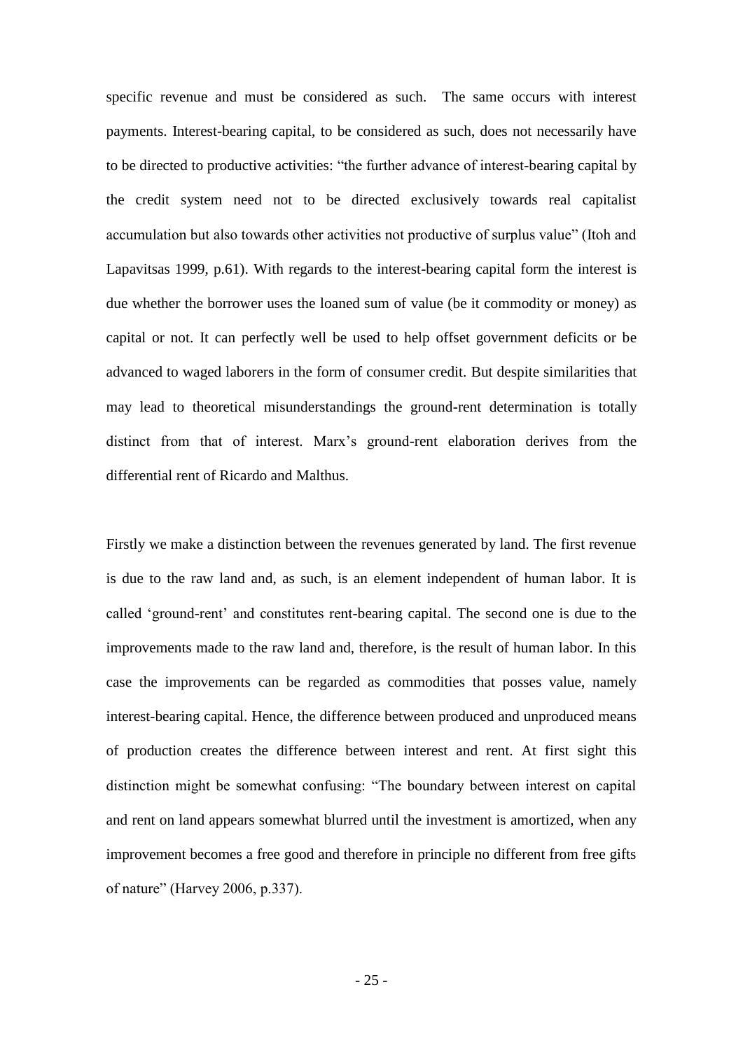specific revenue and must be considered as such. The same occurs with interest payments. Interest-bearing capital, to be considered as such, does not necessarily have to be directed to productive activities: "the further advance of interest-bearing capital by the credit system need not to be directed exclusively towards real capitalist accumulation but also towards other activities not productive of surplus value" (Itoh and Lapavitsas 1999, p.61). With regards to the interest-bearing capital form the interest is due whether the borrower uses the loaned sum of value (be it commodity or money) as capital or not. It can perfectly well be used to help offset government deficits or be advanced to waged laborers in the form of consumer credit. But despite similarities that may lead to theoretical misunderstandings the ground-rent determination is totally distinct from that of interest. Marx's ground-rent elaboration derives from the differential rent of Ricardo and Malthus.

Firstly we make a distinction between the revenues generated by land. The first revenue is due to the raw land and, as such, is an element independent of human labor. It is called 'ground-rent' and constitutes rent-bearing capital. The second one is due to the improvements made to the raw land and, therefore, is the result of human labor. In this case the improvements can be regarded as commodities that posses value, namely interest-bearing capital. Hence, the difference between produced and unproduced means of production creates the difference between interest and rent. At first sight this distinction might be somewhat confusing: "The boundary between interest on capital and rent on land appears somewhat blurred until the investment is amortized, when any improvement becomes a free good and therefore in principle no different from free gifts of nature" (Harvey 2006, p.337).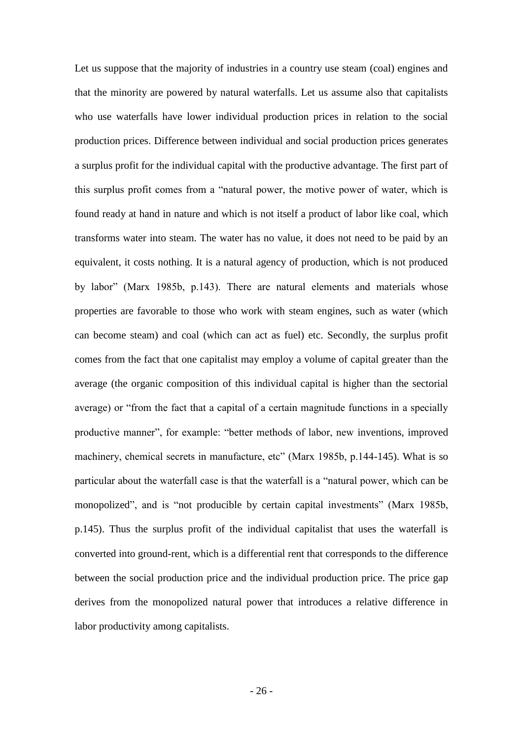Let us suppose that the majority of industries in a country use steam (coal) engines and that the minority are powered by natural waterfalls. Let us assume also that capitalists who use waterfalls have lower individual production prices in relation to the social production prices. Difference between individual and social production prices generates a surplus profit for the individual capital with the productive advantage. The first part of this surplus profit comes from a "natural power, the motive power of water, which is found ready at hand in nature and which is not itself a product of labor like coal, which transforms water into steam. The water has no value, it does not need to be paid by an equivalent, it costs nothing. It is a natural agency of production, which is not produced by labor" (Marx 1985b, p.143). There are natural elements and materials whose properties are favorable to those who work with steam engines, such as water (which can become steam) and coal (which can act as fuel) etc. Secondly, the surplus profit comes from the fact that one capitalist may employ a volume of capital greater than the average (the organic composition of this individual capital is higher than the sectorial average) or "from the fact that a capital of a certain magnitude functions in a specially productive manner", for example: "better methods of labor, new inventions, improved machinery, chemical secrets in manufacture, etc" (Marx 1985b, p.144-145). What is so particular about the waterfall case is that the waterfall is a "natural power, which can be monopolized", and is "not producible by certain capital investments" (Marx 1985b, p.145). Thus the surplus profit of the individual capitalist that uses the waterfall is converted into ground-rent, which is a differential rent that corresponds to the difference between the social production price and the individual production price. The price gap derives from the monopolized natural power that introduces a relative difference in labor productivity among capitalists.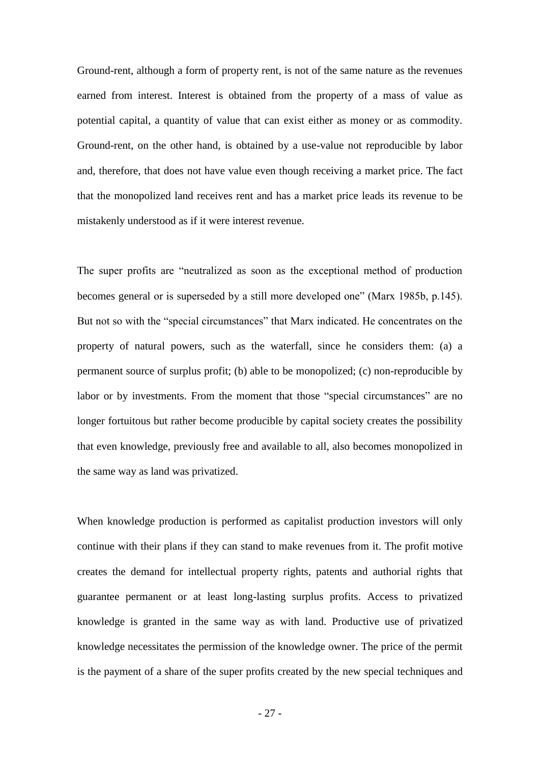Ground-rent, although a form of property rent, is not of the same nature as the revenues earned from interest. Interest is obtained from the property of a mass of value as potential capital, a quantity of value that can exist either as money or as commodity. Ground-rent, on the other hand, is obtained by a use-value not reproducible by labor and, therefore, that does not have value even though receiving a market price. The fact that the monopolized land receives rent and has a market price leads its revenue to be mistakenly understood as if it were interest revenue.

The super profits are "neutralized as soon as the exceptional method of production becomes general or is superseded by a still more developed one" (Marx 1985b, p.145). But not so with the "special circumstances" that Marx indicated. He concentrates on the property of natural powers, such as the waterfall, since he considers them: (a) a permanent source of surplus profit; (b) able to be monopolized; (c) non-reproducible by labor or by investments. From the moment that those "special circumstances" are no longer fortuitous but rather become producible by capital society creates the possibility that even knowledge, previously free and available to all, also becomes monopolized in the same way as land was privatized.

When knowledge production is performed as capitalist production investors will only continue with their plans if they can stand to make revenues from it. The profit motive creates the demand for intellectual property rights, patents and authorial rights that guarantee permanent or at least long-lasting surplus profits. Access to privatized knowledge is granted in the same way as with land. Productive use of privatized knowledge necessitates the permission of the knowledge owner. The price of the permit is the payment of a share of the super profits created by the new special techniques and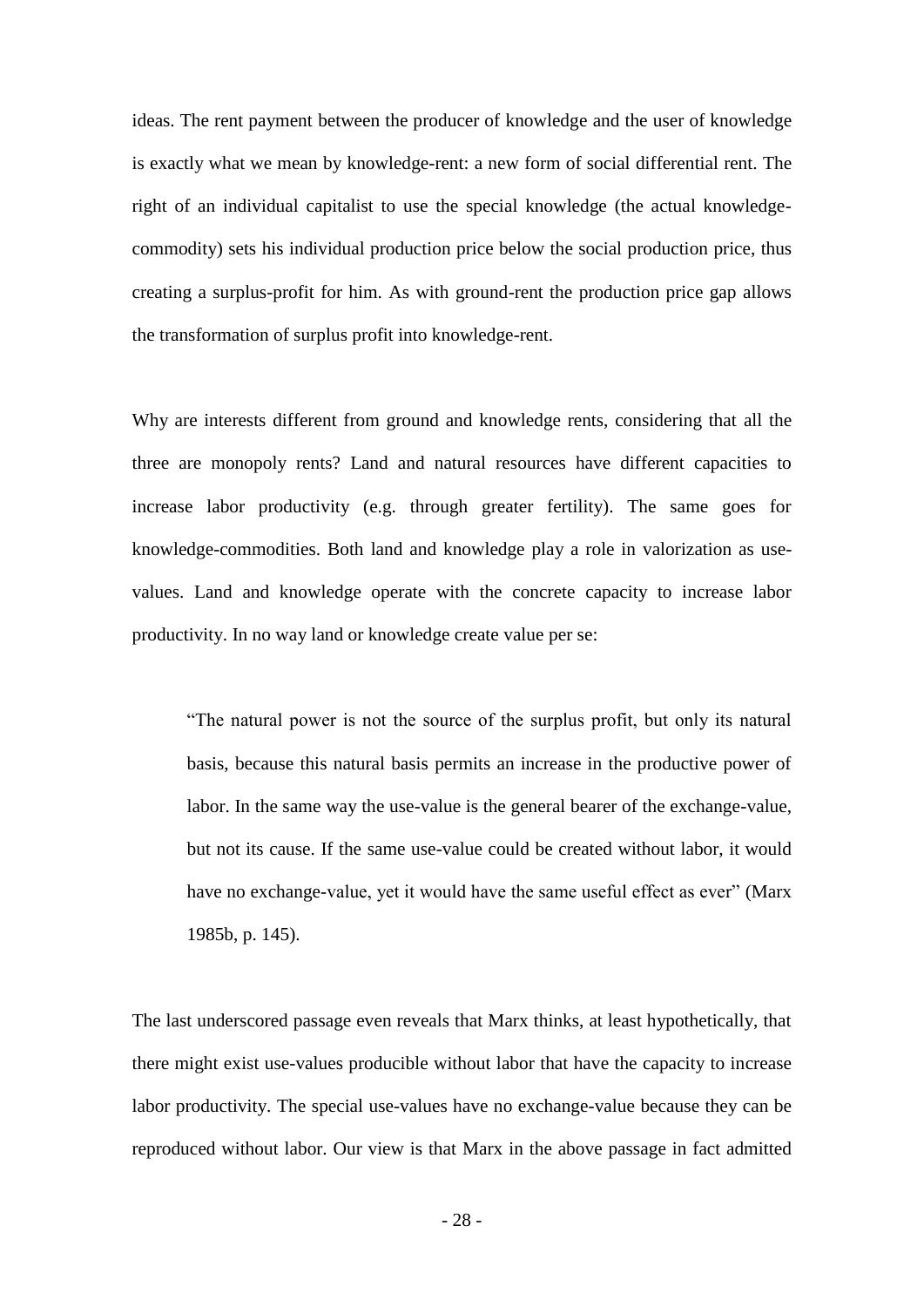ideas. The rent payment between the producer of knowledge and the user of knowledge is exactly what we mean by knowledge-rent: a new form of social differential rent. The right of an individual capitalist to use the special knowledge (the actual knowledge-commodity) sets his individual production price below the social production price, thus creating a surplus-profit for him. As with ground-rent the production price gap allows the transformation of surplus profit into knowledge-rent.

Why are interests different from ground and knowledge rents, considering that all the three are monopoly rents? Land and natural resources have different capacities to increase labor productivity (e.g. through greater fertility). The same goes for knowledge-commodities. Both land and knowledge play a role in valorization as use-values. Land and knowledge operate with the concrete capacity to increase labor productivity. In no way land or knowledge create value per se:

> "The natural power is not the source of the surplus profit, but only its natural basis, because this natural basis permits an increase in the productive power of labor. In the same way the use-value is the general bearer of the exchange-value, but not its cause. If the same use-value could be created without labor, it would have no exchange-value, yet it would have the same useful effect as ever" (Marx 1985b, p. 145).

The last underscored passage even reveals that Marx thinks, at least hypothetically, that there might exist use-values producible without labor that have the capacity to increase labor productivity. The special use-values have no exchange-value because they can be reproduced without labor. Our view is that Marx in the above passage in fact admitted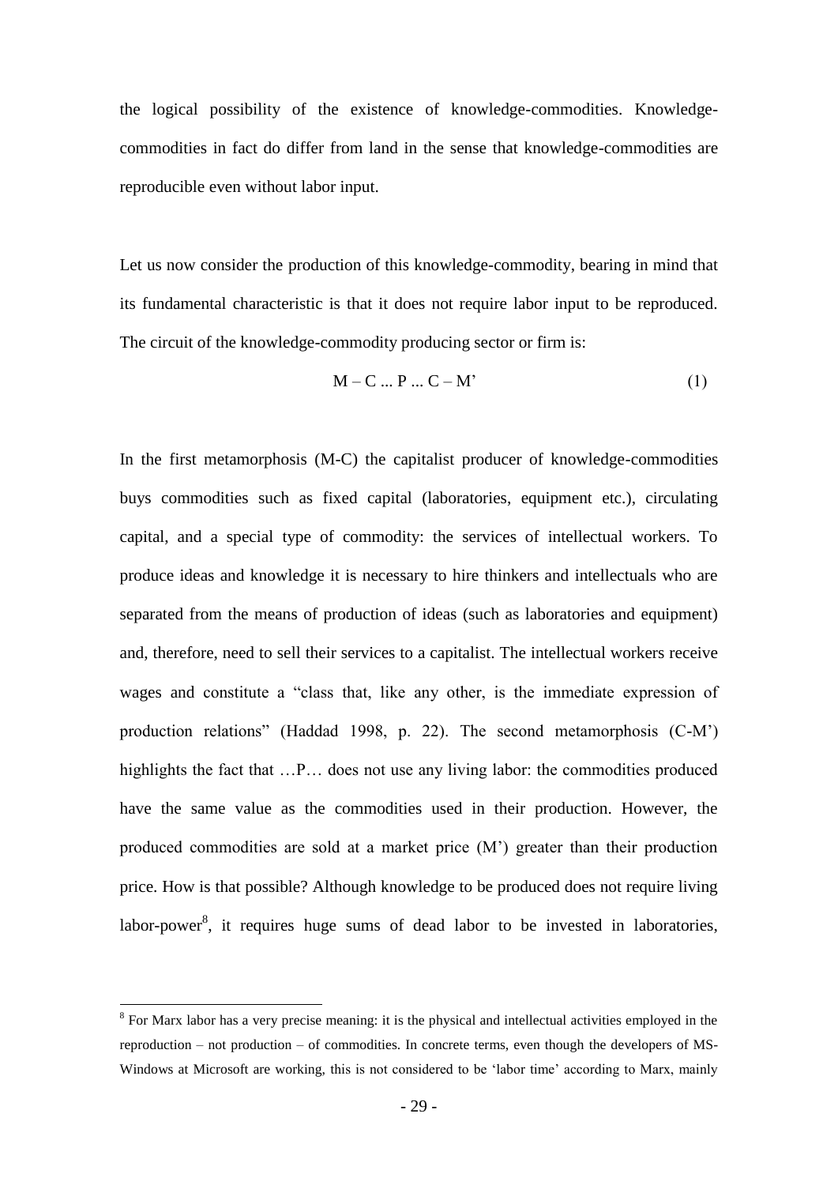the logical possibility of the existence of knowledge-commodities. Knowledge-commodities in fact do differ from land in the sense that knowledge-commodities are reproducible even without labor input.

Let us now consider the production of this knowledge-commodity, bearing in mind that its fundamental characteristic is that it does not require labor input to be reproduced. The circuit of the knowledge-commodity producing sector or firm is:

$$M - C \ldots P \ldots C - M' \tag{1}$$

In the first metamorphosis (M-C) the capitalist producer of knowledge-commodities buys commodities such as fixed capital (laboratories, equipment etc.), circulating capital, and a special type of commodity: the services of intellectual workers. To produce ideas and knowledge it is necessary to hire thinkers and intellectuals who are separated from the means of production of ideas (such as laboratories and equipment) and, therefore, need to sell their services to a capitalist. The intellectual workers receive wages and constitute a "class that, like any other, is the immediate expression of production relations" (Haddad 1998, p. 22). The second metamorphosis (C-M') highlights the fact that …P… does not use any living labor: the commodities produced have the same value as the commodities used in their production. However, the produced commodities are sold at a market price (M') greater than their production price. How is that possible? Although knowledge to be produced does not require living labor-power[8], it requires huge sums of dead labor to be invested in laboratories,

[8] For Marx labor has a very precise meaning: it is the physical and intellectual activities employed in the reproduction – not production – of commodities. In concrete terms, even though the developers of MS-Windows at Microsoft are working, this is not considered to be 'labor time' according to Marx, mainly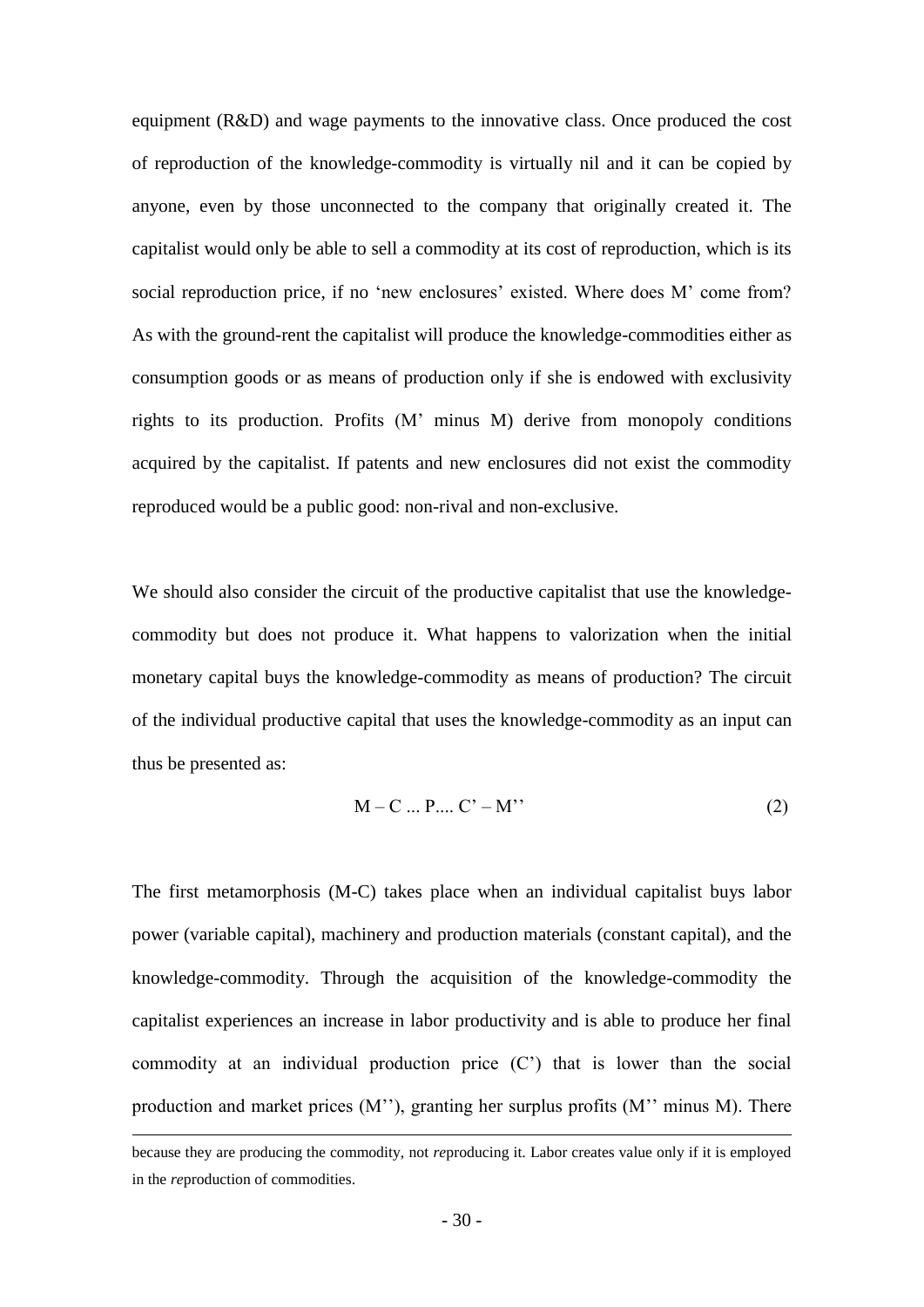equipment (R&D) and wage payments to the innovative class. Once produced the cost of reproduction of the knowledge-commodity is virtually nil and it can be copied by anyone, even by those unconnected to the company that originally created it. The capitalist would only be able to sell a commodity at its cost of reproduction, which is its social reproduction price, if no 'new enclosures' existed. Where does M' come from? As with the ground-rent the capitalist will produce the knowledge-commodities either as consumption goods or as means of production only if she is endowed with exclusivity rights to its production. Profits (M' minus M) derive from monopoly conditions acquired by the capitalist. If patents and new enclosures did not exist the commodity reproduced would be a public good: non-rival and non-exclusive.

We should also consider the circuit of the productive capitalist that use the knowledge-commodity but does not produce it. What happens to valorization when the initial monetary capital buys the knowledge-commodity as means of production? The circuit of the individual productive capital that uses the knowledge-commodity as an input can thus be presented as:

$$M - C \ldots P \ldots C' - M'' \qquad (2)$$

The first metamorphosis (M-C) takes place when an individual capitalist buys labor power (variable capital), machinery and production materials (constant capital), and the knowledge-commodity. Through the acquisition of the knowledge-commodity the capitalist experiences an increase in labor productivity and is able to produce her final commodity at an individual production price (C') that is lower than the social production and market prices (M''), granting her surplus profits (M'' minus M). There

because they are producing the commodity, not *re*producing it. Labor creates value only if it is employed in the *re*production of commodities.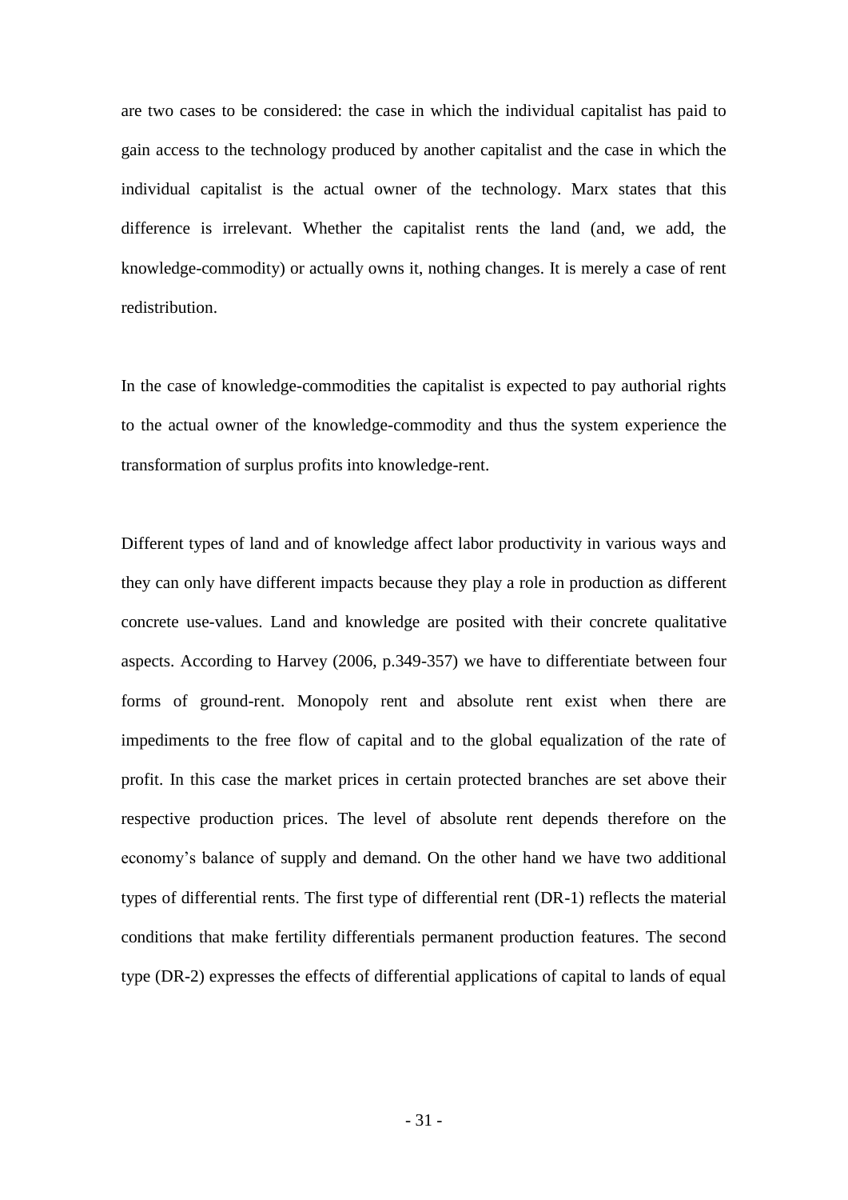are two cases to be considered: the case in which the individual capitalist has paid to gain access to the technology produced by another capitalist and the case in which the individual capitalist is the actual owner of the technology. Marx states that this difference is irrelevant. Whether the capitalist rents the land (and, we add, the knowledge-commodity) or actually owns it, nothing changes. It is merely a case of rent redistribution.

In the case of knowledge-commodities the capitalist is expected to pay authorial rights to the actual owner of the knowledge-commodity and thus the system experience the transformation of surplus profits into knowledge-rent.

Different types of land and of knowledge affect labor productivity in various ways and they can only have different impacts because they play a role in production as different concrete use-values. Land and knowledge are posited with their concrete qualitative aspects. According to Harvey (2006, p.349-357) we have to differentiate between four forms of ground-rent. Monopoly rent and absolute rent exist when there are impediments to the free flow of capital and to the global equalization of the rate of profit. In this case the market prices in certain protected branches are set above their respective production prices. The level of absolute rent depends therefore on the economy's balance of supply and demand. On the other hand we have two additional types of differential rents. The first type of differential rent (DR-1) reflects the material conditions that make fertility differentials permanent production features. The second type (DR-2) expresses the effects of differential applications of capital to lands of equal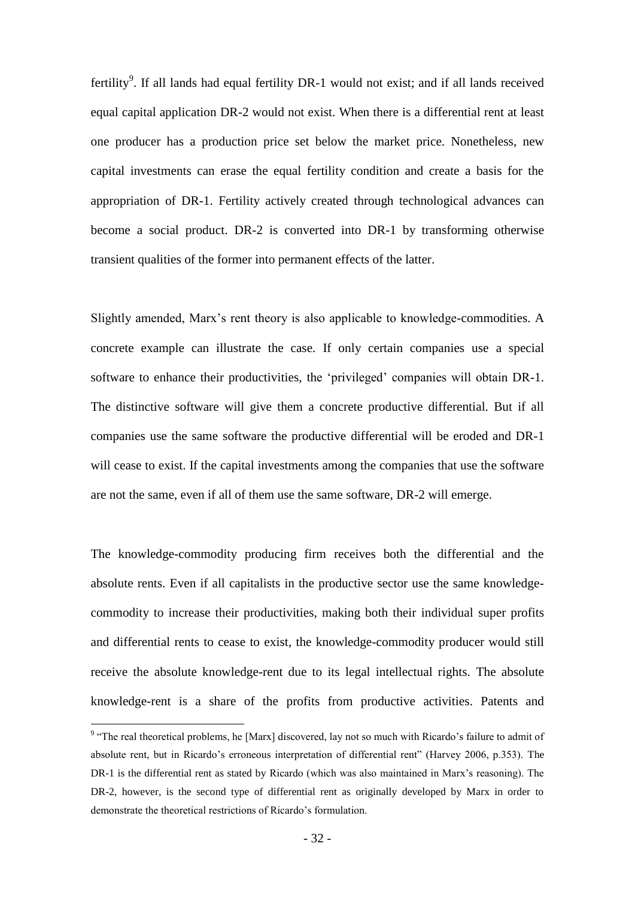fertility[9]. If all lands had equal fertility DR-1 would not exist; and if all lands received equal capital application DR-2 would not exist. When there is a differential rent at least one producer has a production price set below the market price. Nonetheless, new capital investments can erase the equal fertility condition and create a basis for the appropriation of DR-1. Fertility actively created through technological advances can become a social product. DR-2 is converted into DR-1 by transforming otherwise transient qualities of the former into permanent effects of the latter.

Slightly amended, Marx's rent theory is also applicable to knowledge-commodities. A concrete example can illustrate the case. If only certain companies use a special software to enhance their productivities, the 'privileged' companies will obtain DR-1. The distinctive software will give them a concrete productive differential. But if all companies use the same software the productive differential will be eroded and DR-1 will cease to exist. If the capital investments among the companies that use the software are not the same, even if all of them use the same software, DR-2 will emerge.

The knowledge-commodity producing firm receives both the differential and the absolute rents. Even if all capitalists in the productive sector use the same knowledge-commodity to increase their productivities, making both their individual super profits and differential rents to cease to exist, the knowledge-commodity producer would still receive the absolute knowledge-rent due to its legal intellectual rights. The absolute knowledge-rent is a share of the profits from productive activities. Patents and

[9] "The real theoretical problems, he [Marx] discovered, lay not so much with Ricardo's failure to admit of absolute rent, but in Ricardo's erroneous interpretation of differential rent" (Harvey 2006, p.353). The DR-1 is the differential rent as stated by Ricardo (which was also maintained in Marx's reasoning). The DR-2, however, is the second type of differential rent as originally developed by Marx in order to demonstrate the theoretical restrictions of Ricardo's formulation.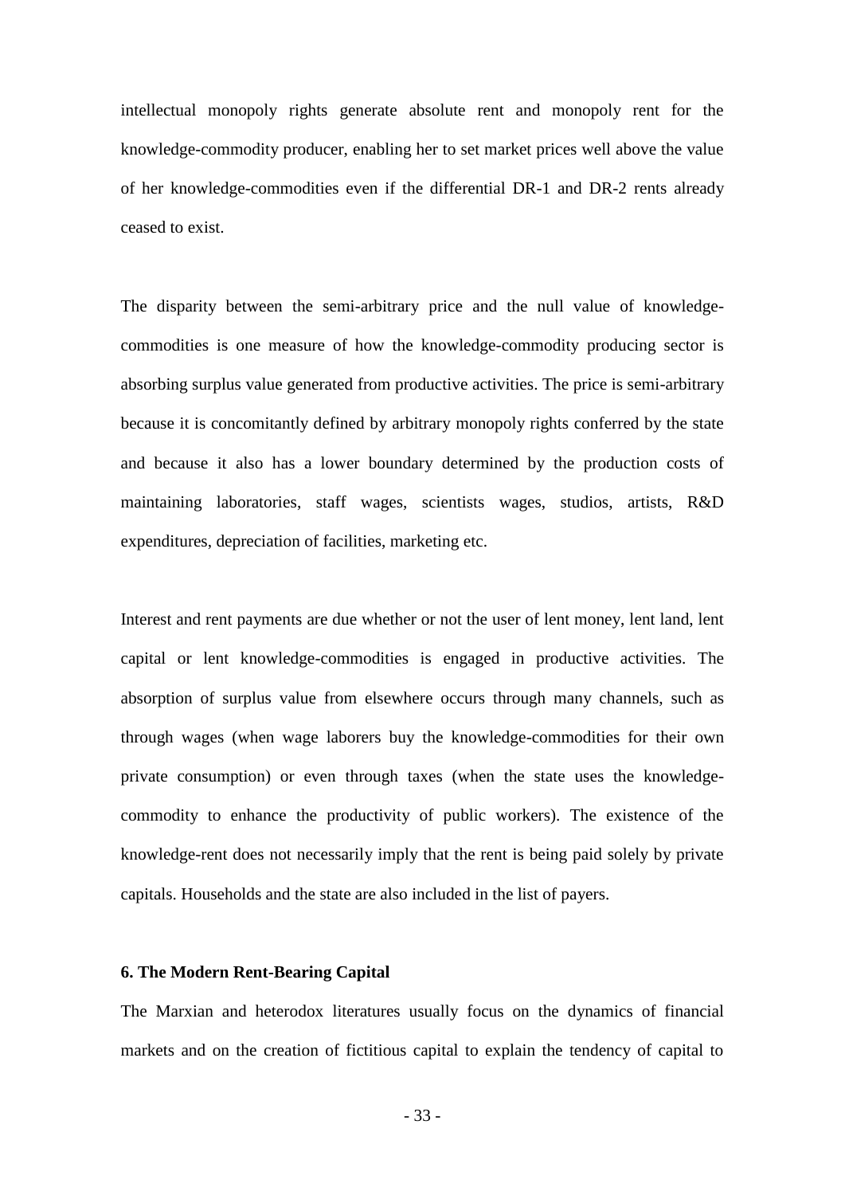intellectual monopoly rights generate absolute rent and monopoly rent for the knowledge-commodity producer, enabling her to set market prices well above the value of her knowledge-commodities even if the differential DR-1 and DR-2 rents already ceased to exist.

The disparity between the semi-arbitrary price and the null value of knowledge-commodities is one measure of how the knowledge-commodity producing sector is absorbing surplus value generated from productive activities. The price is semi-arbitrary because it is concomitantly defined by arbitrary monopoly rights conferred by the state and because it also has a lower boundary determined by the production costs of maintaining laboratories, staff wages, scientists wages, studios, artists, R&D expenditures, depreciation of facilities, marketing etc.

Interest and rent payments are due whether or not the user of lent money, lent land, lent capital or lent knowledge-commodities is engaged in productive activities. The absorption of surplus value from elsewhere occurs through many channels, such as through wages (when wage laborers buy the knowledge-commodities for their own private consumption) or even through taxes (when the state uses the knowledge-commodity to enhance the productivity of public workers). The existence of the knowledge-rent does not necessarily imply that the rent is being paid solely by private capitals. Households and the state are also included in the list of payers.

### 6. The Modern Rent-Bearing Capital

The Marxian and heterodox literatures usually focus on the dynamics of financial markets and on the creation of fictitious capital to explain the tendency of capital to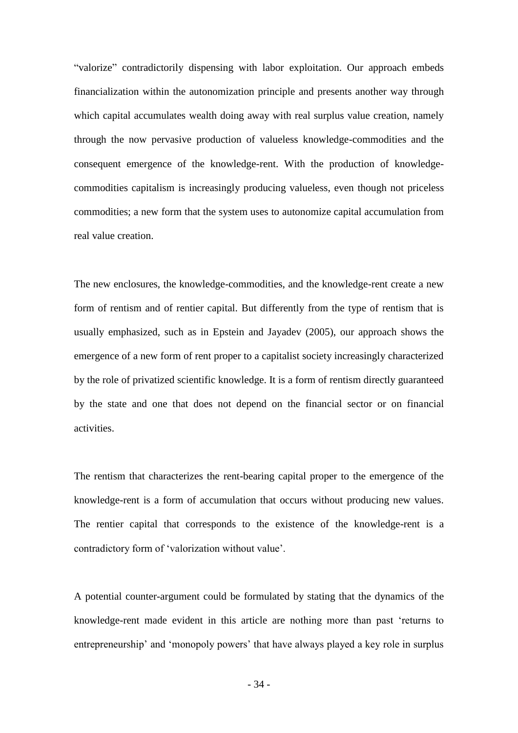"valorize" contradictorily dispensing with labor exploitation. Our approach embeds financialization within the autonomization principle and presents another way through which capital accumulates wealth doing away with real surplus value creation, namely through the now pervasive production of valueless knowledge-commodities and the consequent emergence of the knowledge-rent. With the production of knowledge-commodities capitalism is increasingly producing valueless, even though not priceless commodities; a new form that the system uses to autonomize capital accumulation from real value creation.

The new enclosures, the knowledge-commodities, and the knowledge-rent create a new form of rentism and of rentier capital. But differently from the type of rentism that is usually emphasized, such as in Epstein and Jayadev (2005), our approach shows the emergence of a new form of rent proper to a capitalist society increasingly characterized by the role of privatized scientific knowledge. It is a form of rentism directly guaranteed by the state and one that does not depend on the financial sector or on financial activities.

The rentism that characterizes the rent-bearing capital proper to the emergence of the knowledge-rent is a form of accumulation that occurs without producing new values. The rentier capital that corresponds to the existence of the knowledge-rent is a contradictory form of 'valorization without value'.

A potential counter-argument could be formulated by stating that the dynamics of the knowledge-rent made evident in this article are nothing more than past 'returns to entrepreneurship' and 'monopoly powers' that have always played a key role in surplus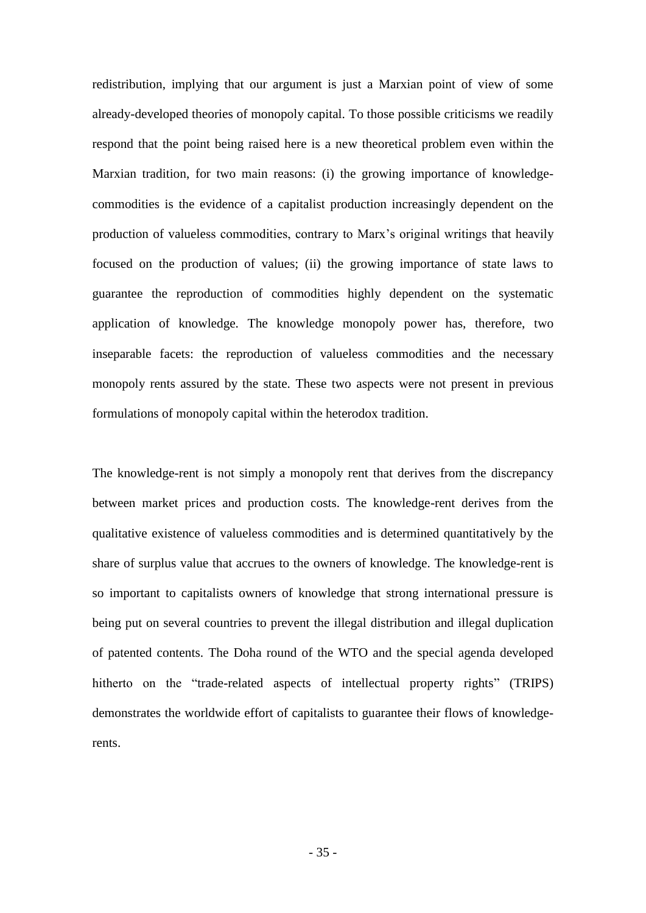redistribution, implying that our argument is just a Marxian point of view of some already-developed theories of monopoly capital. To those possible criticisms we readily respond that the point being raised here is a new theoretical problem even within the Marxian tradition, for two main reasons: (i) the growing importance of knowledge-commodities is the evidence of a capitalist production increasingly dependent on the production of valueless commodities, contrary to Marx's original writings that heavily focused on the production of values; (ii) the growing importance of state laws to guarantee the reproduction of commodities highly dependent on the systematic application of knowledge. The knowledge monopoly power has, therefore, two inseparable facets: the reproduction of valueless commodities and the necessary monopoly rents assured by the state. These two aspects were not present in previous formulations of monopoly capital within the heterodox tradition.

The knowledge-rent is not simply a monopoly rent that derives from the discrepancy between market prices and production costs. The knowledge-rent derives from the qualitative existence of valueless commodities and is determined quantitatively by the share of surplus value that accrues to the owners of knowledge. The knowledge-rent is so important to capitalists owners of knowledge that strong international pressure is being put on several countries to prevent the illegal distribution and illegal duplication of patented contents. The Doha round of the WTO and the special agenda developed hitherto on the "trade-related aspects of intellectual property rights" (TRIPS) demonstrates the worldwide effort of capitalists to guarantee their flows of knowledge-rents.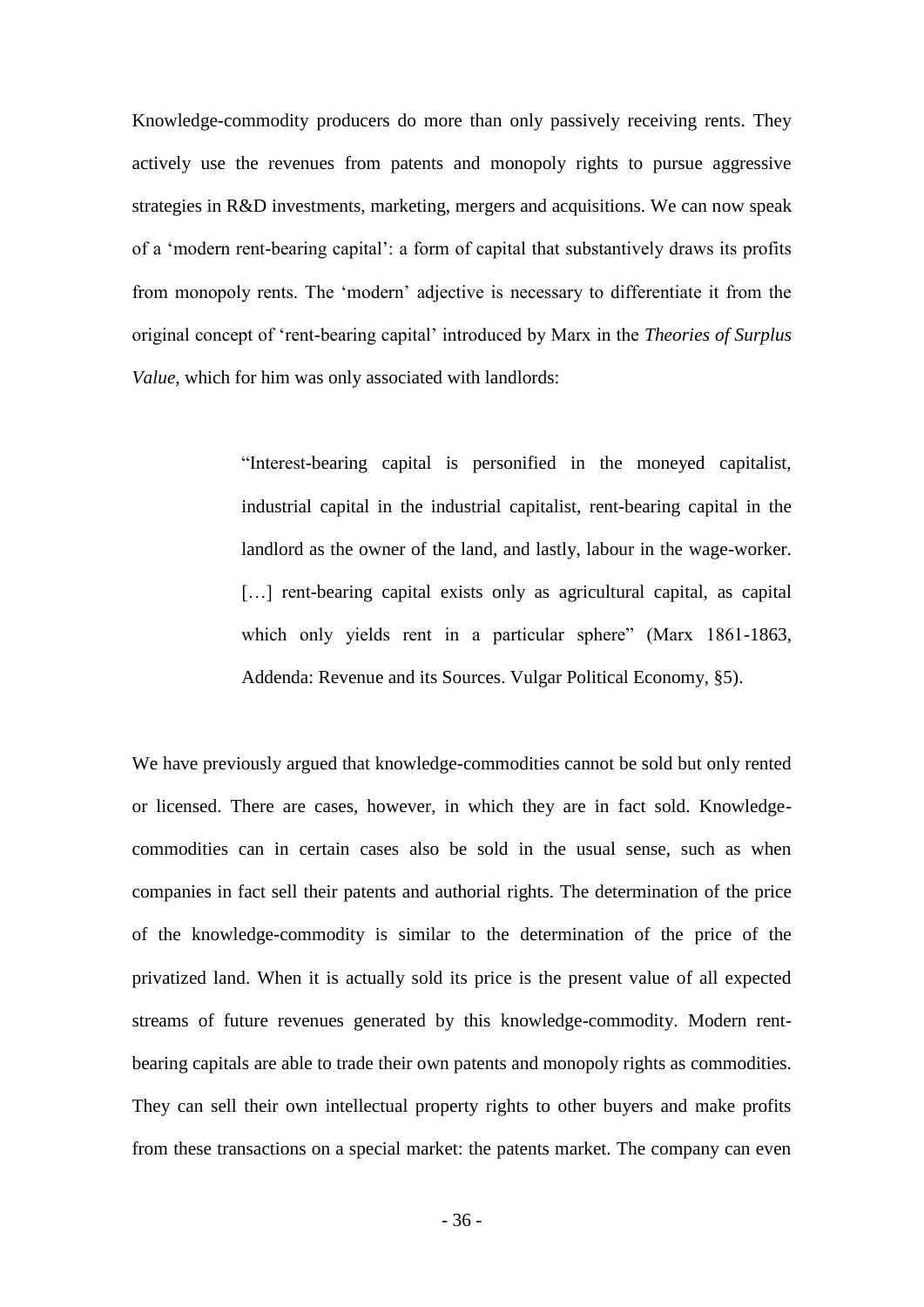Knowledge-commodity producers do more than only passively receiving rents. They actively use the revenues from patents and monopoly rights to pursue aggressive strategies in R&D investments, marketing, mergers and acquisitions. We can now speak of a 'modern rent-bearing capital': a form of capital that substantively draws its profits from monopoly rents. The 'modern' adjective is necessary to differentiate it from the original concept of 'rent-bearing capital' introduced by Marx in the *Theories of Surplus Value*, which for him was only associated with landlords:

> "Interest-bearing capital is personified in the moneyed capitalist, industrial capital in the industrial capitalist, rent-bearing capital in the landlord as the owner of the land, and lastly, labour in the wage-worker. […] rent-bearing capital exists only as agricultural capital, as capital which only yields rent in a particular sphere" (Marx 1861-1863, Addenda: Revenue and its Sources. Vulgar Political Economy, §5).

We have previously argued that knowledge-commodities cannot be sold but only rented or licensed. There are cases, however, in which they are in fact sold. Knowledge-commodities can in certain cases also be sold in the usual sense, such as when companies in fact sell their patents and authorial rights. The determination of the price of the knowledge-commodity is similar to the determination of the price of the privatized land. When it is actually sold its price is the present value of all expected streams of future revenues generated by this knowledge-commodity. Modern rent-bearing capitals are able to trade their own patents and monopoly rights as commodities. They can sell their own intellectual property rights to other buyers and make profits from these transactions on a special market: the patents market. The company can even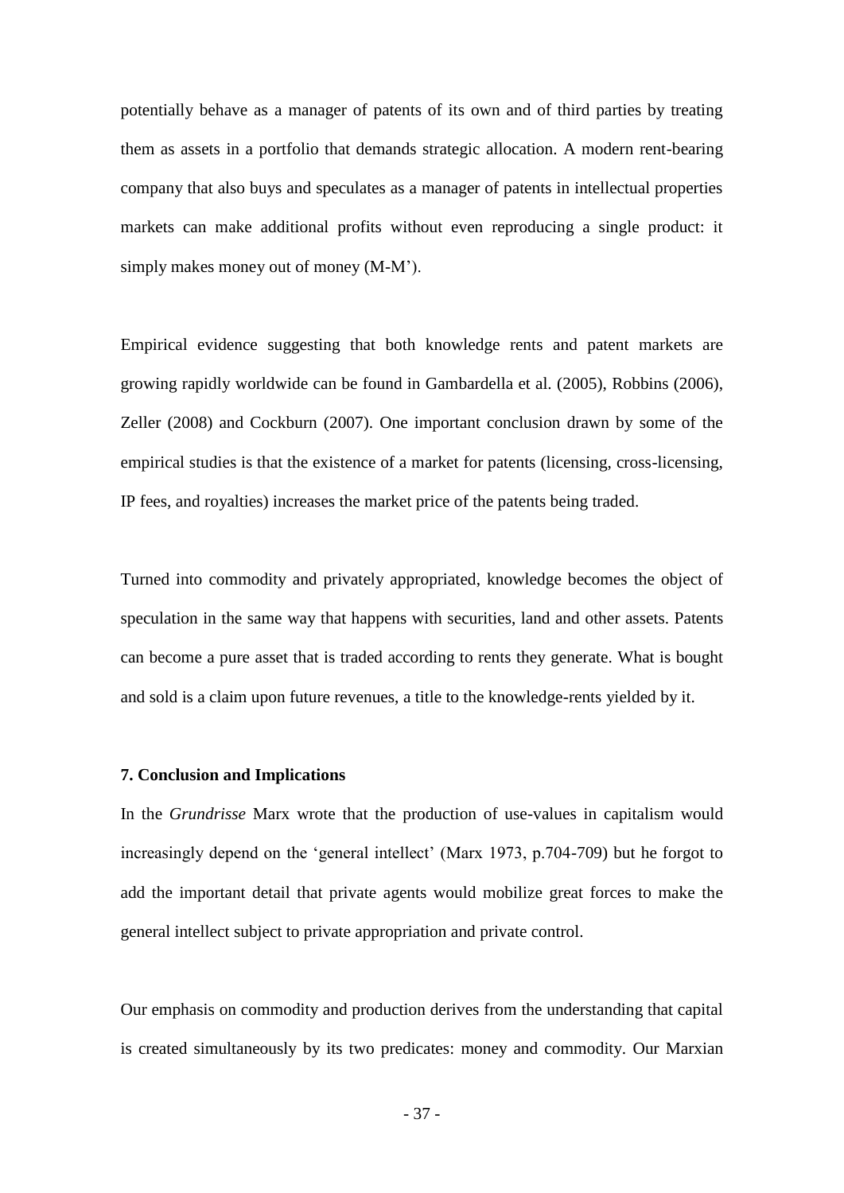potentially behave as a manager of patents of its own and of third parties by treating them as assets in a portfolio that demands strategic allocation. A modern rent-bearing company that also buys and speculates as a manager of patents in intellectual properties markets can make additional profits without even reproducing a single product: it simply makes money out of money (M-M').

Empirical evidence suggesting that both knowledge rents and patent markets are growing rapidly worldwide can be found in Gambardella et al. (2005), Robbins (2006), Zeller (2008) and Cockburn (2007). One important conclusion drawn by some of the empirical studies is that the existence of a market for patents (licensing, cross-licensing, IP fees, and royalties) increases the market price of the patents being traded.

Turned into commodity and privately appropriated, knowledge becomes the object of speculation in the same way that happens with securities, land and other assets. Patents can become a pure asset that is traded according to rents they generate. What is bought and sold is a claim upon future revenues, a title to the knowledge-rents yielded by it.

## 7. Conclusion and Implications

In the *Grundrisse* Marx wrote that the production of use-values in capitalism would increasingly depend on the 'general intellect' (Marx 1973, p.704-709) but he forgot to add the important detail that private agents would mobilize great forces to make the general intellect subject to private appropriation and private control.

Our emphasis on commodity and production derives from the understanding that capital is created simultaneously by its two predicates: money and commodity. Our Marxian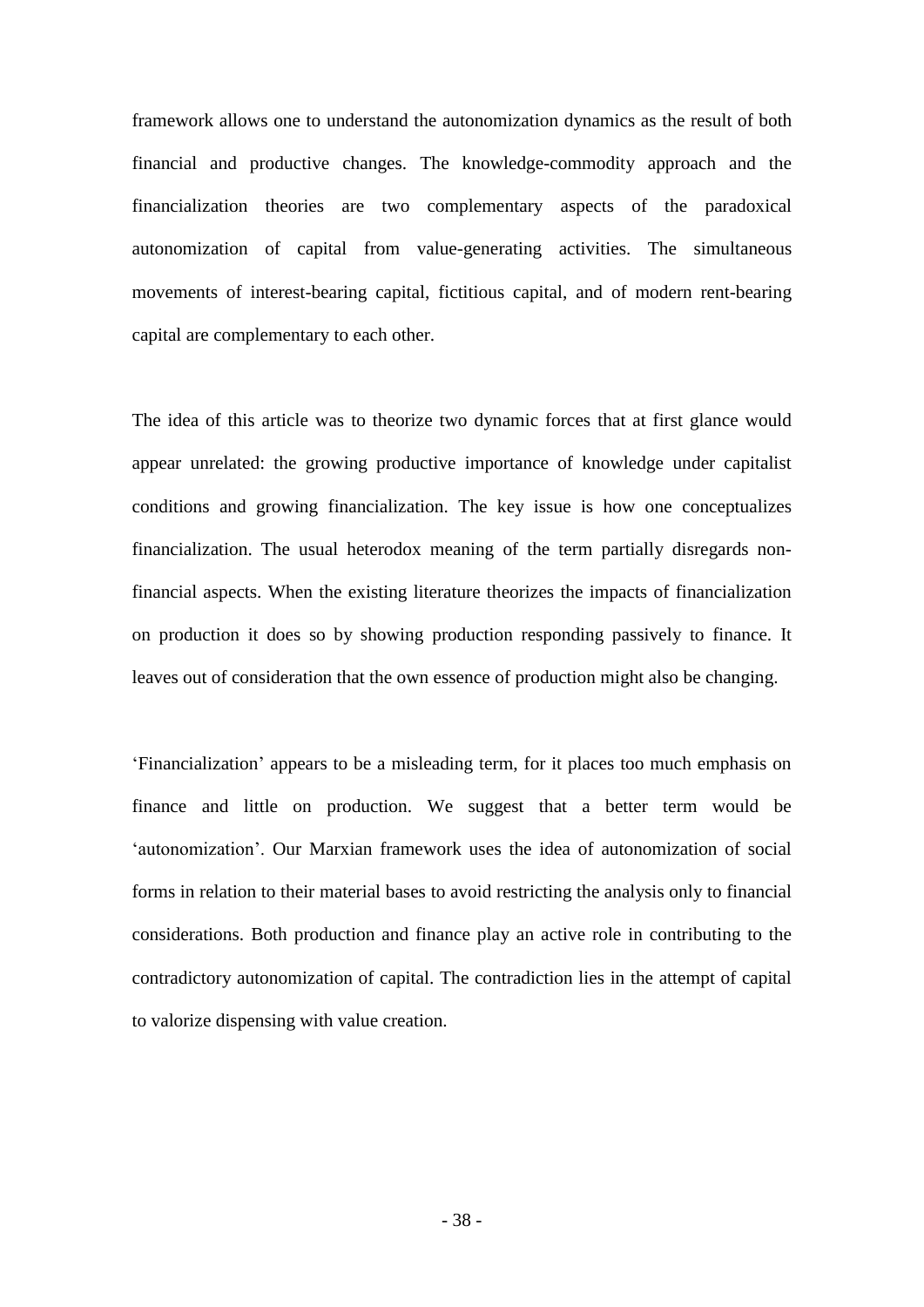framework allows one to understand the autonomization dynamics as the result of both financial and productive changes. The knowledge-commodity approach and the financialization theories are two complementary aspects of the paradoxical autonomization of capital from value-generating activities. The simultaneous movements of interest-bearing capital, fictitious capital, and of modern rent-bearing capital are complementary to each other.

The idea of this article was to theorize two dynamic forces that at first glance would appear unrelated: the growing productive importance of knowledge under capitalist conditions and growing financialization. The key issue is how one conceptualizes financialization. The usual heterodox meaning of the term partially disregards non-financial aspects. When the existing literature theorizes the impacts of financialization on production it does so by showing production responding passively to finance. It leaves out of consideration that the own essence of production might also be changing.

'Financialization' appears to be a misleading term, for it places too much emphasis on finance and little on production. We suggest that a better term would be 'autonomization'. Our Marxian framework uses the idea of autonomization of social forms in relation to their material bases to avoid restricting the analysis only to financial considerations. Both production and finance play an active role in contributing to the contradictory autonomization of capital. The contradiction lies in the attempt of capital to valorize dispensing with value creation.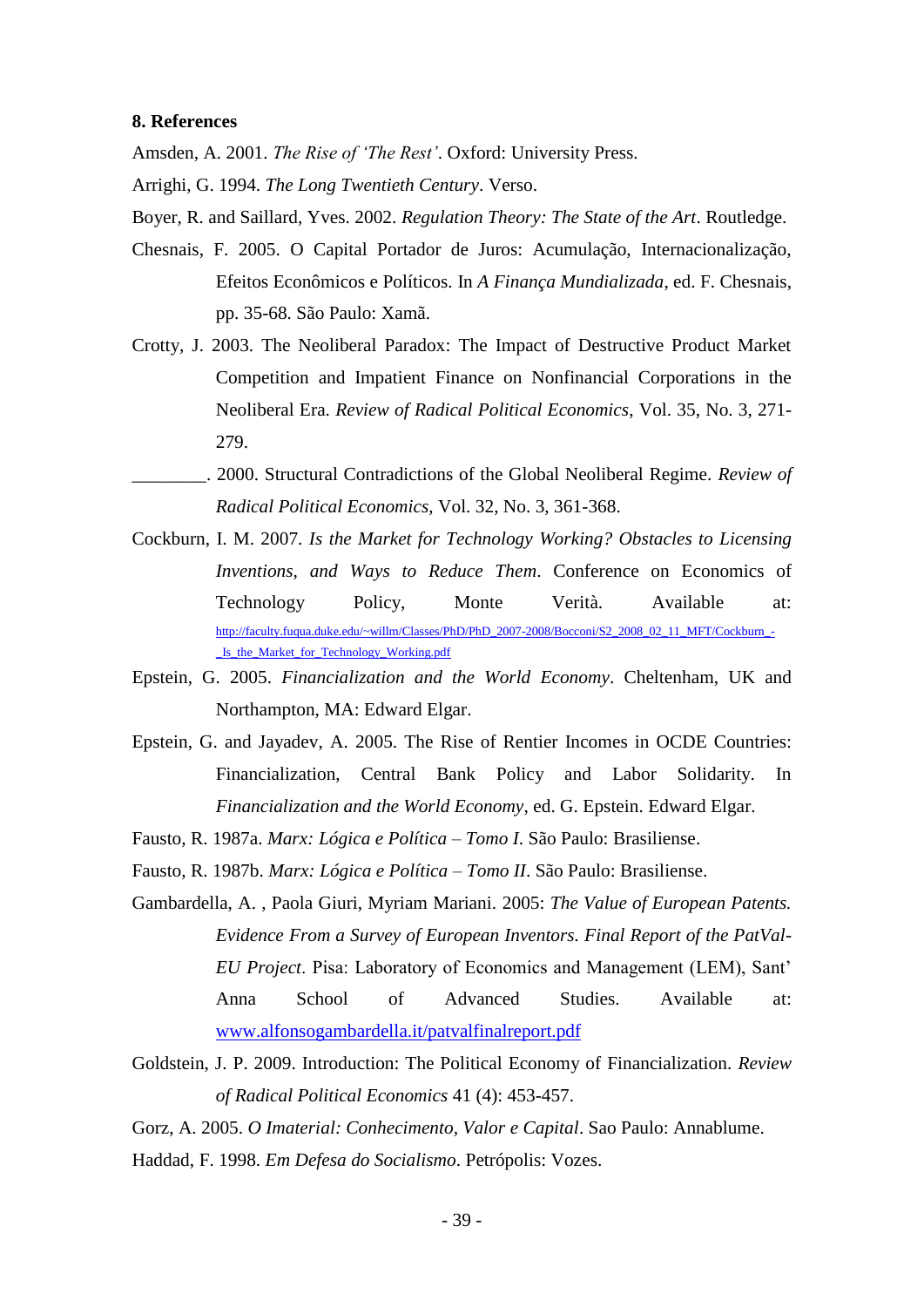## 8. References

Amsden, A. 2001. *The Rise of 'The Rest'*. Oxford: University Press.

Arrighi, G. 1994. *The Long Twentieth Century*. Verso.

Boyer, R. and Saillard, Yves. 2002. *Regulation Theory: The State of the Art*. Routledge.

Chesnais, F. 2005. O Capital Portador de Juros: Acumulação, Internacionalização, Efeitos Econômicos e Políticos. In *A Finança Mundializada*, ed. F. Chesnais, pp. 35-68. São Paulo: Xamã.

Crotty, J. 2003. The Neoliberal Paradox: The Impact of Destructive Product Market Competition and Impatient Finance on Nonfinancial Corporations in the Neoliberal Era. *Review of Radical Political Economics*, Vol. 35, No. 3, 271-279.

________. 2000. Structural Contradictions of the Global Neoliberal Regime. *Review of Radical Political Economics*, Vol. 32, No. 3, 361-368.

Cockburn, I. M. 2007. *Is the Market for Technology Working? Obstacles to Licensing Inventions, and Ways to Reduce Them*. Conference on Economics of Technology Policy, Monte Verità. Available at: http://faculty.fuqua.duke.edu/~willm/Classes/PhD/PhD_2007-2008/Bocconi/S2_2008_02_11_MFT/Cockburn_-_Is_the_Market_for_Technology_Working.pdf

Epstein, G. 2005. *Financialization and the World Economy*. Cheltenham, UK and Northampton, MA: Edward Elgar.

Epstein, G. and Jayadev, A. 2005. The Rise of Rentier Incomes in OCDE Countries: Financialization, Central Bank Policy and Labor Solidarity. In *Financialization and the World Economy*, ed. G. Epstein. Edward Elgar.

Fausto, R. 1987a. *Marx: Lógica e Política – Tomo I*. São Paulo: Brasiliense.

Fausto, R. 1987b. *Marx: Lógica e Política – Tomo II*. São Paulo: Brasiliense.

Gambardella, A. , Paola Giuri, Myriam Mariani. 2005: *The Value of European Patents. Evidence From a Survey of European Inventors. Final Report of the PatVal-EU Project*. Pisa: Laboratory of Economics and Management (LEM), Sant' Anna School of Advanced Studies. Available at: www.alfonsogambardella.it/patvalfinalreport.pdf

Goldstein, J. P. 2009. Introduction: The Political Economy of Financialization. *Review of Radical Political Economics* 41 (4): 453-457.

Gorz, A. 2005. *O Imaterial: Conhecimento, Valor e Capital*. Sao Paulo: Annablume.

Haddad, F. 1998. *Em Defesa do Socialismo*. Petrópolis: Vozes.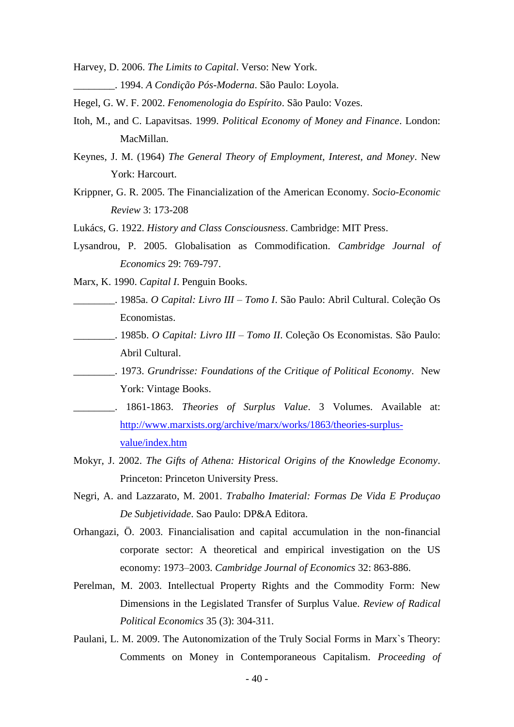Harvey, D. 2006. *The Limits to Capital*. Verso: New York.

________. 1994. *A Condição Pós-Moderna*. São Paulo: Loyola.

Hegel, G. W. F. 2002. *Fenomenologia do Espírito*. São Paulo: Vozes.

Itoh, M., and C. Lapavitsas. 1999. *Political Economy of Money and Finance*. London: MacMillan.

Keynes, J. M. (1964) *The General Theory of Employment, Interest, and Money*. New York: Harcourt.

Krippner, G. R. 2005. The Financialization of the American Economy. *Socio-Economic Review* 3: 173-208

Lukács, G. 1922. *History and Class Consciousness*. Cambridge: MIT Press.

Lysandrou, P. 2005. Globalisation as Commodification. *Cambridge Journal of Economics* 29: 769-797.

Marx, K. 1990. *Capital I*. Penguin Books.

________. 1985a. *O Capital: Livro III – Tomo I*. São Paulo: Abril Cultural. Coleção Os Economistas.

________. 1985b. *O Capital: Livro III – Tomo II*. Coleção Os Economistas. São Paulo: Abril Cultural.

________. 1973. *Grundrisse: Foundations of the Critique of Political Economy*. New York: Vintage Books.

________. 1861-1863. *Theories of Surplus Value*. 3 Volumes. Available at: http://www.marxists.org/archive/marx/works/1863/theories-surplus-value/index.htm

Mokyr, J. 2002. *The Gifts of Athena: Historical Origins of the Knowledge Economy*. Princeton: Princeton University Press.

Negri, A. and Lazzarato, M. 2001. *Trabalho Imaterial: Formas De Vida E Produçao De Subjetividade*. Sao Paulo: DP&A Editora.

Orhangazi, Ö. 2003. Financialisation and capital accumulation in the non-financial corporate sector: A theoretical and empirical investigation on the US economy: 1973–2003. *Cambridge Journal of Economics* 32: 863-886.

Perelman, M. 2003. Intellectual Property Rights and the Commodity Form: New Dimensions in the Legislated Transfer of Surplus Value. *Review of Radical Political Economics* 35 (3): 304-311.

Paulani, L. M. 2009. The Autonomization of the Truly Social Forms in Marx`s Theory: Comments on Money in Contemporaneous Capitalism. *Proceeding of*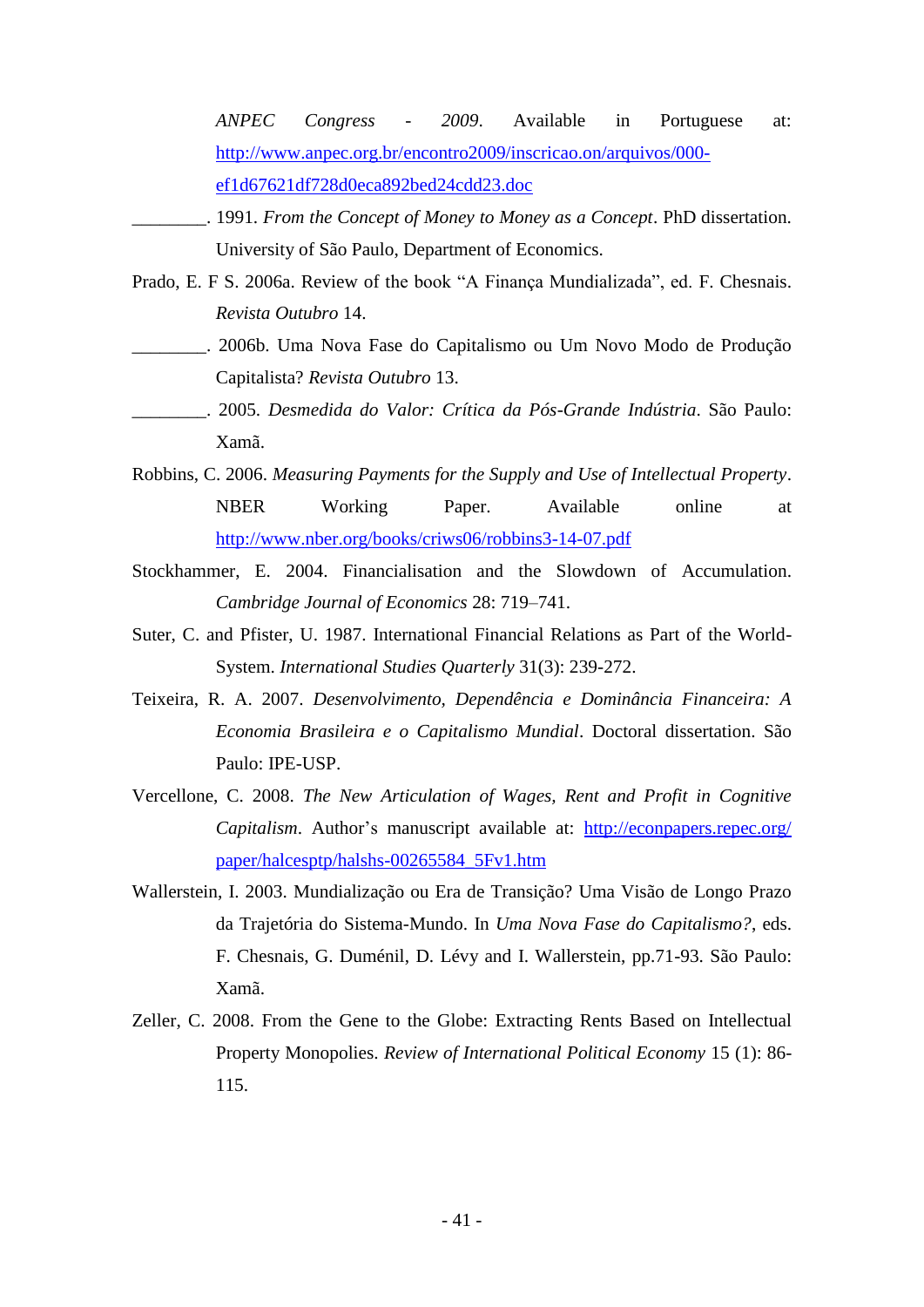*ANPEC Congress - 2009*. Available in Portuguese at: http://www.anpec.org.br/encontro2009/inscricao.on/arquivos/000-ef1d67621df728d0eca892bed24cdd23.doc

________. 1991. *From the Concept of Money to Money as a Concept*. PhD dissertation. University of São Paulo, Department of Economics.

Prado, E. F S. 2006a. Review of the book "A Finança Mundializada", ed. F. Chesnais. *Revista Outubro* 14.

________. 2006b. Uma Nova Fase do Capitalismo ou Um Novo Modo de Produção Capitalista? *Revista Outubro* 13.

________. 2005. *Desmedida do Valor: Crítica da Pós-Grande Indústria*. São Paulo: Xamã.

Robbins, C. 2006. *Measuring Payments for the Supply and Use of Intellectual Property*. NBER Working Paper. Available online at http://www.nber.org/books/criws06/robbins3-14-07.pdf

Stockhammer, E. 2004. Financialisation and the Slowdown of Accumulation. *Cambridge Journal of Economics* 28: 719–741.

Suter, C. and Pfister, U. 1987. International Financial Relations as Part of the World-System. *International Studies Quarterly* 31(3): 239-272.

Teixeira, R. A. 2007. *Desenvolvimento, Dependência e Dominância Financeira: A Economia Brasileira e o Capitalismo Mundial*. Doctoral dissertation. São Paulo: IPE-USP.

Vercellone, C. 2008. *The New Articulation of Wages, Rent and Profit in Cognitive Capitalism*. Author's manuscript available at: http://econpapers.repec.org/paper/halcesptp/halshs-00265584_5Fv1.htm

Wallerstein, I. 2003. Mundialização ou Era de Transição? Uma Visão de Longo Prazo da Trajetória do Sistema-Mundo. In *Uma Nova Fase do Capitalismo?*, eds. F. Chesnais, G. Duménil, D. Lévy and I. Wallerstein, pp.71-93. São Paulo: Xamã.

Zeller, C. 2008. From the Gene to the Globe: Extracting Rents Based on Intellectual Property Monopolies. *Review of International Political Economy* 15 (1): 86-115.